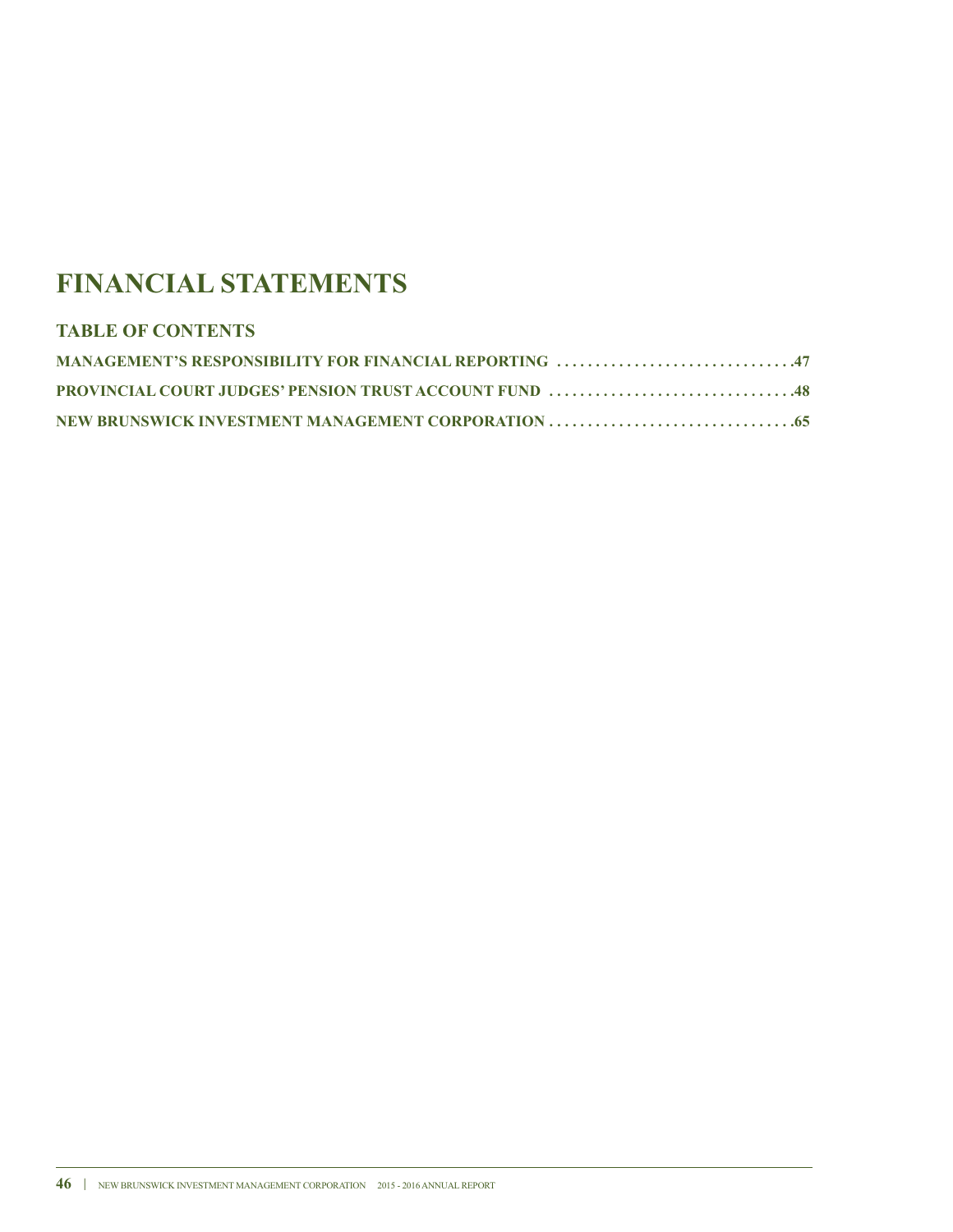# FINANCIAL STATEMENTS

## TABLE OF CONTENTS

**MANAGEMENT'S RESPONSIBILITY FOR FINANCIAL REPORTING ....... 47**

**PROVINCIAL COURT JUDGES' PENSION TRUST ACCOUNT FUND ....... 48**

**NEW BRUNSWICK INVESTMENT MANAGEMENT CORPORATION ....... 65**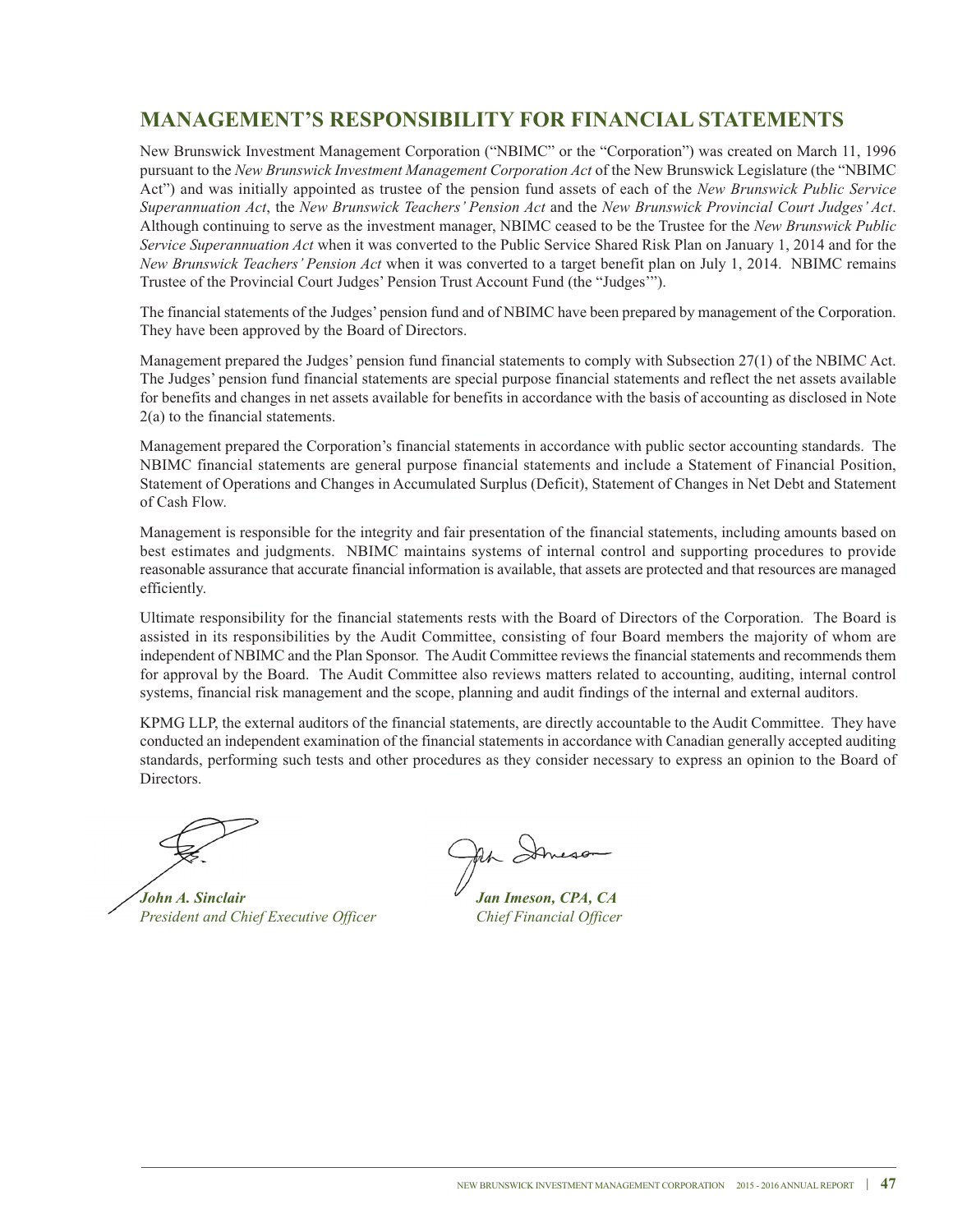# MANAGEMENT'S RESPONSIBILITY FOR FINANCIAL STATEMENTS

New Brunswick Investment Management Corporation ("NBIMC" or the "Corporation") was created on March 11, 1996 pursuant to the *New Brunswick Investment Management Corporation Act* of the New Brunswick Legislature (the "NBIMC Act") and was initially appointed as trustee of the pension fund assets of each of the *New Brunswick Public Service Superannuation Act*, the *New Brunswick Teachers' Pension Act* and the *New Brunswick Provincial Court Judges' Act*. Although continuing to serve as the investment manager, NBIMC ceased to be the Trustee for the *New Brunswick Public Service Superannuation Act* when it was converted to the Public Service Shared Risk Plan on January 1, 2014 and for the *New Brunswick Teachers' Pension Act* when it was converted to a target benefit plan on July 1, 2014. NBIMC remains Trustee of the Provincial Court Judges' Pension Trust Account Fund (the "Judges'").

The financial statements of the Judges' pension fund and of NBIMC have been prepared by management of the Corporation. They have been approved by the Board of Directors.

Management prepared the Judges' pension fund financial statements to comply with Subsection 27(1) of the NBIMC Act. The Judges' pension fund financial statements are special purpose financial statements and reflect the net assets available for benefits and changes in net assets available for benefits in accordance with the basis of accounting as disclosed in Note 2(a) to the financial statements.

Management prepared the Corporation's financial statements in accordance with public sector accounting standards. The NBIMC financial statements are general purpose financial statements and include a Statement of Financial Position, Statement of Operations and Changes in Accumulated Surplus (Deficit), Statement of Changes in Net Debt and Statement of Cash Flow.

Management is responsible for the integrity and fair presentation of the financial statements, including amounts based on best estimates and judgments. NBIMC maintains systems of internal control and supporting procedures to provide reasonable assurance that accurate financial information is available, that assets are protected and that resources are managed efficiently.

Ultimate responsibility for the financial statements rests with the Board of Directors of the Corporation. The Board is assisted in its responsibilities by the Audit Committee, consisting of four Board members the majority of whom are independent of NBIMC and the Plan Sponsor. The Audit Committee reviews the financial statements and recommends them for approval by the Board. The Audit Committee also reviews matters related to accounting, auditing, internal control systems, financial risk management and the scope, planning and audit findings of the internal and external auditors.

KPMG LLP, the external auditors of the financial statements, are directly accountable to the Audit Committee. They have conducted an independent examination of the financial statements in accordance with Canadian generally accepted auditing standards, performing such tests and other procedures as they consider necessary to express an opinion to the Board of Directors.

***John A. Sinclair***
*President and Chief Executive Officer*

***Jan Imeson, CPA, CA***
*Chief Financial Officer*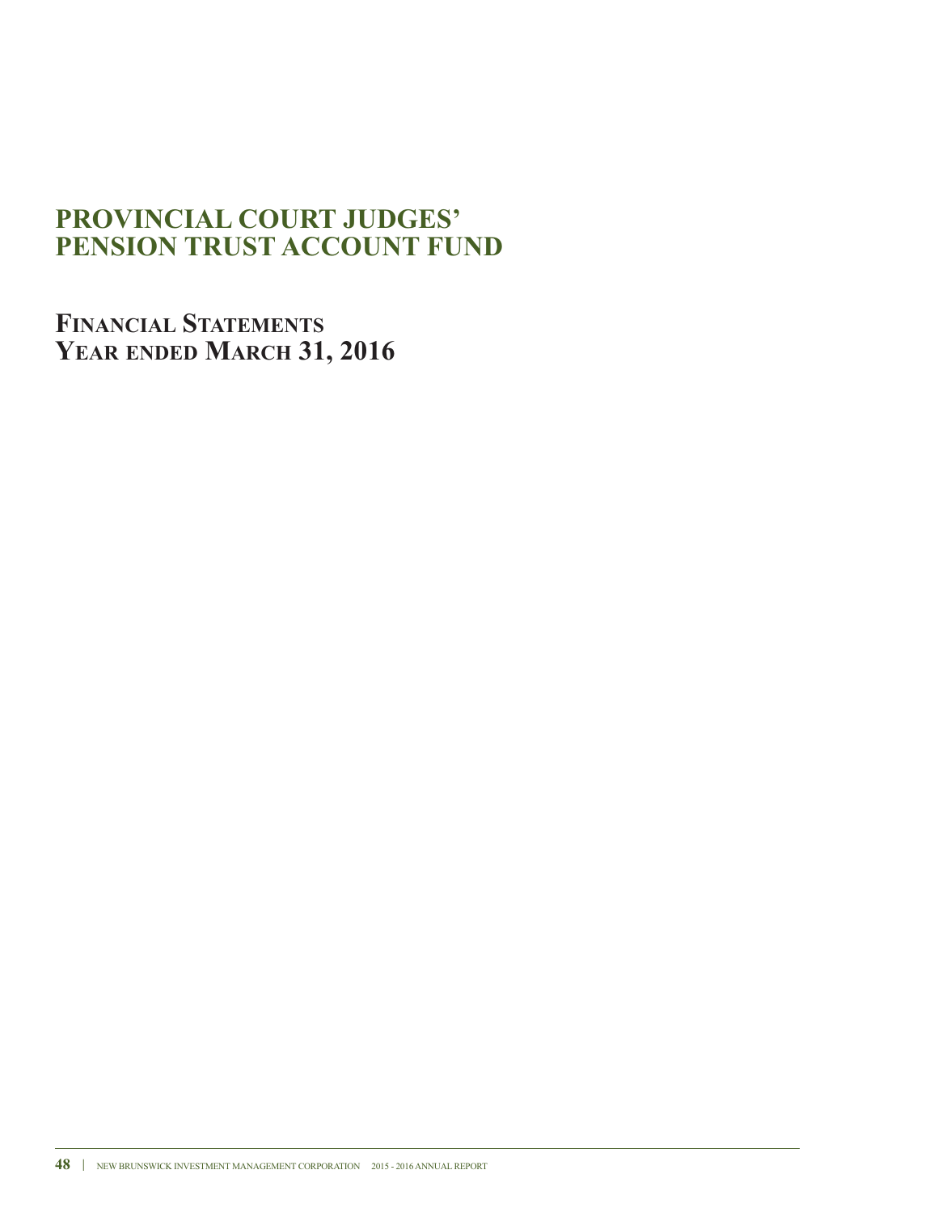# PROVINCIAL COURT JUDGES' PENSION TRUST ACCOUNT FUND

## Financial Statements
## Year ended March 31, 2016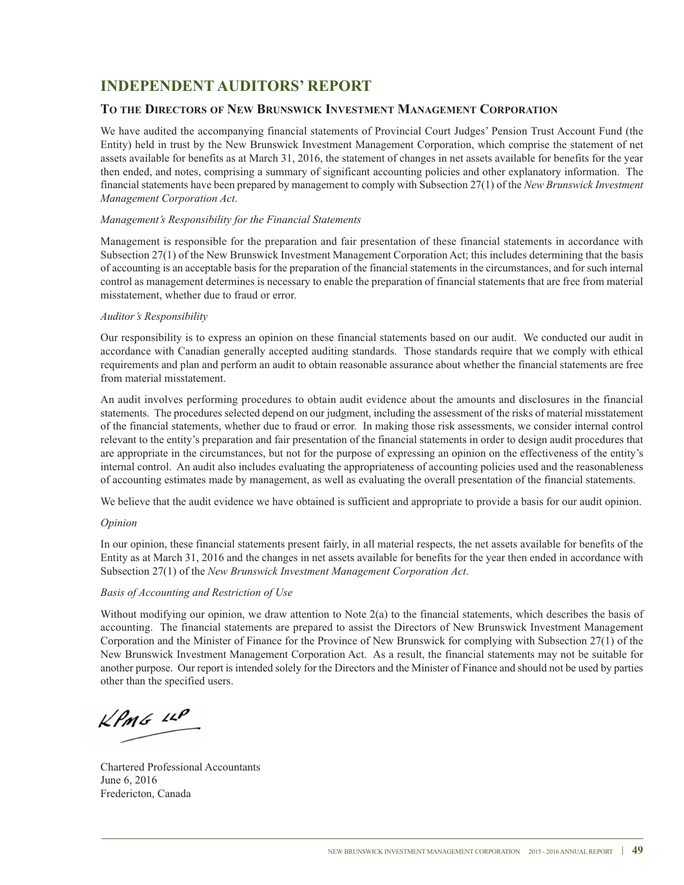# INDEPENDENT AUDITORS' REPORT

## To the Directors of New Brunswick Investment Management Corporation

We have audited the accompanying financial statements of Provincial Court Judges' Pension Trust Account Fund (the Entity) held in trust by the New Brunswick Investment Management Corporation, which comprise the statement of net assets available for benefits as at March 31, 2016, the statement of changes in net assets available for benefits for the year then ended, and notes, comprising a summary of significant accounting policies and other explanatory information. The financial statements have been prepared by management to comply with Subsection 27(1) of the *New Brunswick Investment Management Corporation Act*.

*Management's Responsibility for the Financial Statements*

Management is responsible for the preparation and fair presentation of these financial statements in accordance with Subsection 27(1) of the New Brunswick Investment Management Corporation Act; this includes determining that the basis of accounting is an acceptable basis for the preparation of the financial statements in the circumstances, and for such internal control as management determines is necessary to enable the preparation of financial statements that are free from material misstatement, whether due to fraud or error.

*Auditor's Responsibility*

Our responsibility is to express an opinion on these financial statements based on our audit. We conducted our audit in accordance with Canadian generally accepted auditing standards. Those standards require that we comply with ethical requirements and plan and perform an audit to obtain reasonable assurance about whether the financial statements are free from material misstatement.

An audit involves performing procedures to obtain audit evidence about the amounts and disclosures in the financial statements. The procedures selected depend on our judgment, including the assessment of the risks of material misstatement of the financial statements, whether due to fraud or error. In making those risk assessments, we consider internal control relevant to the entity's preparation and fair presentation of the financial statements in order to design audit procedures that are appropriate in the circumstances, but not for the purpose of expressing an opinion on the effectiveness of the entity's internal control. An audit also includes evaluating the appropriateness of accounting policies used and the reasonableness of accounting estimates made by management, as well as evaluating the overall presentation of the financial statements.

We believe that the audit evidence we have obtained is sufficient and appropriate to provide a basis for our audit opinion.

*Opinion*

In our opinion, these financial statements present fairly, in all material respects, the net assets available for benefits of the Entity as at March 31, 2016 and the changes in net assets available for benefits for the year then ended in accordance with Subsection 27(1) of the *New Brunswick Investment Management Corporation Act*.

*Basis of Accounting and Restriction of Use*

Without modifying our opinion, we draw attention to Note 2(a) to the financial statements, which describes the basis of accounting. The financial statements are prepared to assist the Directors of New Brunswick Investment Management Corporation and the Minister of Finance for the Province of New Brunswick for complying with Subsection 27(1) of the New Brunswick Investment Management Corporation Act. As a result, the financial statements may not be suitable for another purpose. Our report is intended solely for the Directors and the Minister of Finance and should not be used by parties other than the specified users.

KPMG LLP

Chartered Professional Accountants
June 6, 2016
Fredericton, Canada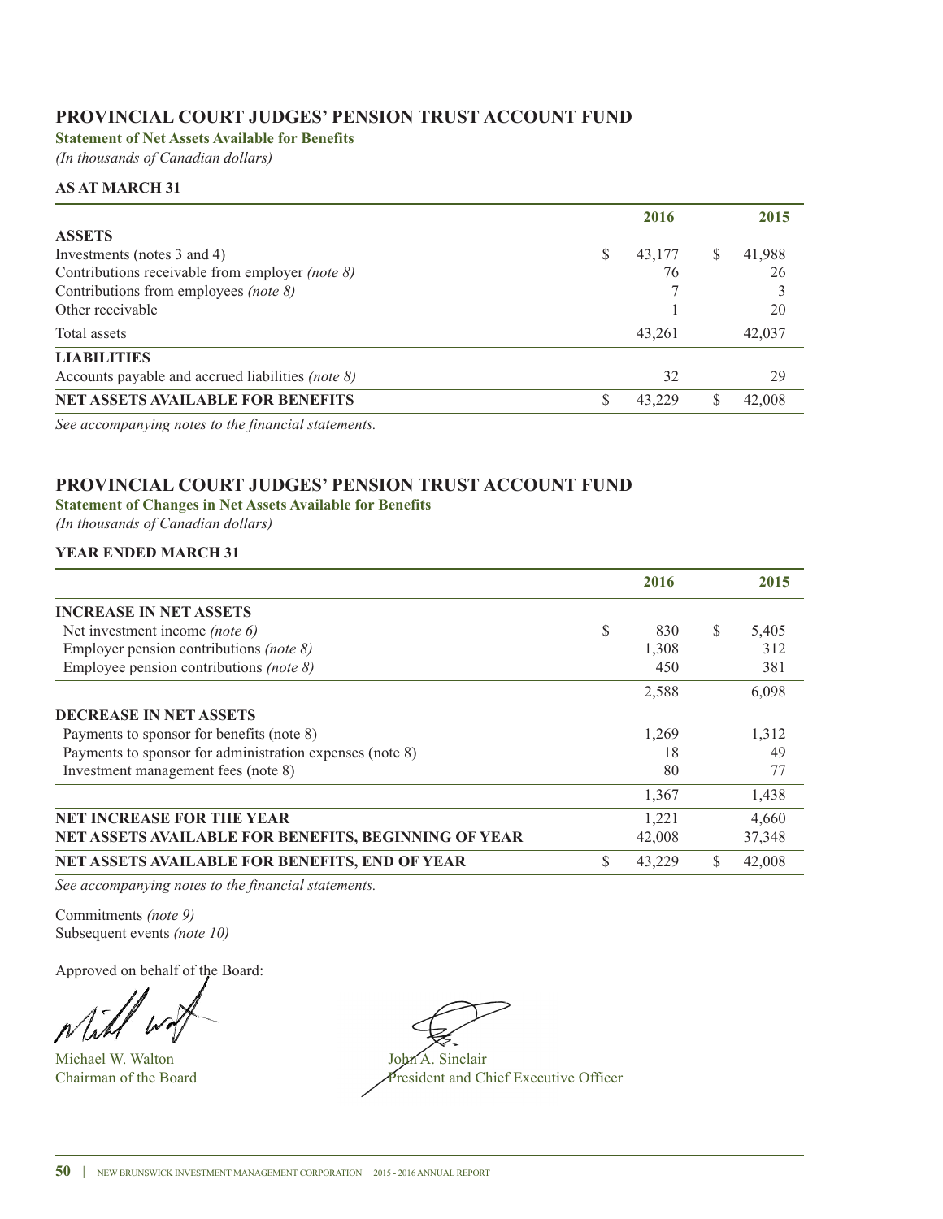# PROVINCIAL COURT JUDGES' PENSION TRUST ACCOUNT FUND

**Statement of Net Assets Available for Benefits**

*(In thousands of Canadian dollars)*

**AS AT MARCH 31**

| | 2016 | 2015 |
|---|---|---|
| **ASSETS** | | |
| Investments (notes 3 and 4) | $ 43,177 | $ 41,988 |
| Contributions receivable from employer *(note 8)* | 76 | 26 |
| Contributions from employees *(note 8)* | 7 | 3 |
| Other receivable | 1 | 20 |
| Total assets | 43,261 | 42,037 |
| **LIABILITIES** | | |
| Accounts payable and accrued liabilities *(note 8)* | 32 | 29 |
| **NET ASSETS AVAILABLE FOR BENEFITS** | $ 43,229 | $ 42,008 |

*See accompanying notes to the financial statements.*

# PROVINCIAL COURT JUDGES' PENSION TRUST ACCOUNT FUND

**Statement of Changes in Net Assets Available for Benefits**

*(In thousands of Canadian dollars)*

**YEAR ENDED MARCH 31**

| | 2016 | 2015 |
|---|---|---|
| **INCREASE IN NET ASSETS** | | |
| Net investment income *(note 6)* | $ 830 | $ 5,405 |
| Employer pension contributions *(note 8)* | 1,308 | 312 |
| Employee pension contributions *(note 8)* | 450 | 381 |
| | 2,588 | 6,098 |
| **DECREASE IN NET ASSETS** | | |
| Payments to sponsor for benefits (note 8) | 1,269 | 1,312 |
| Payments to sponsor for administration expenses (note 8) | 18 | 49 |
| Investment management fees (note 8) | 80 | 77 |
| | 1,367 | 1,438 |
| **NET INCREASE FOR THE YEAR** | 1,221 | 4,660 |
| **NET ASSETS AVAILABLE FOR BENEFITS, BEGINNING OF YEAR** | 42,008 | 37,348 |
| **NET ASSETS AVAILABLE FOR BENEFITS, END OF YEAR** | $ 43,229 | $ 42,008 |

*See accompanying notes to the financial statements.*

Commitments *(note 9)*
Subsequent events *(note 10)*

Approved on behalf of the Board:

Michael W. Walton
Chairman of the Board

John A. Sinclair
President and Chief Executive Officer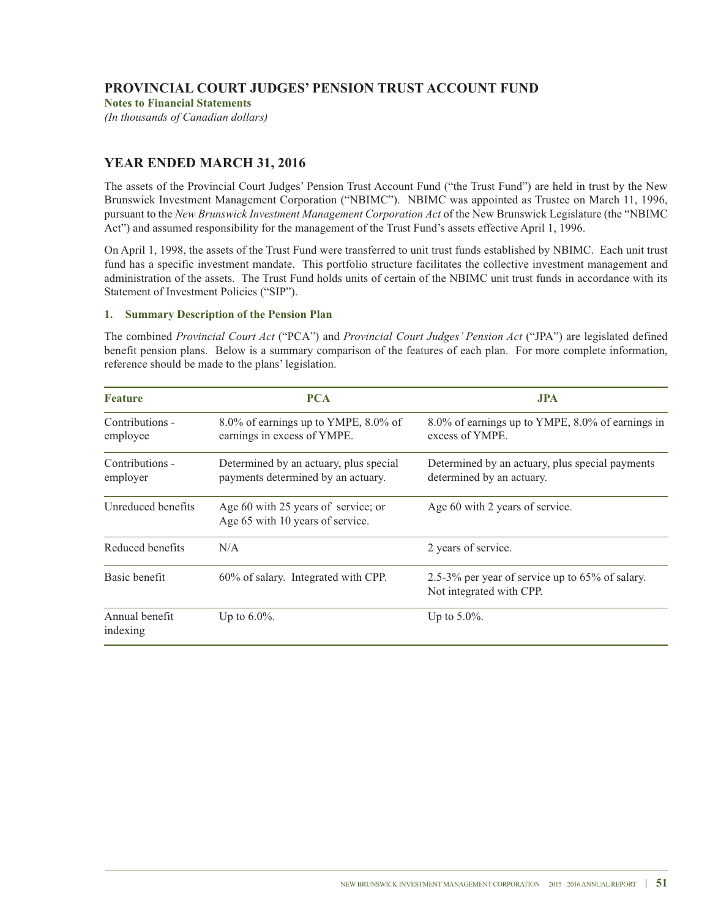# PROVINCIAL COURT JUDGES' PENSION TRUST ACCOUNT FUND

**Notes to Financial Statements**

*(In thousands of Canadian dollars)*

## YEAR ENDED MARCH 31, 2016

The assets of the Provincial Court Judges' Pension Trust Account Fund ("the Trust Fund") are held in trust by the New Brunswick Investment Management Corporation ("NBIMC"). NBIMC was appointed as Trustee on March 11, 1996, pursuant to the *New Brunswick Investment Management Corporation Act* of the New Brunswick Legislature (the "NBIMC Act") and assumed responsibility for the management of the Trust Fund's assets effective April 1, 1996.

On April 1, 1998, the assets of the Trust Fund were transferred to unit trust funds established by NBIMC. Each unit trust fund has a specific investment mandate. This portfolio structure facilitates the collective investment management and administration of the assets. The Trust Fund holds units of certain of the NBIMC unit trust funds in accordance with its Statement of Investment Policies ("SIP").

### 1. Summary Description of the Pension Plan

The combined *Provincial Court Act* ("PCA") and *Provincial Court Judges' Pension Act* ("JPA") are legislated defined benefit pension plans. Below is a summary comparison of the features of each plan. For more complete information, reference should be made to the plans' legislation.

| Feature | PCA | JPA |
|---|---|---|
| Contributions - employee | 8.0% of earnings up to YMPE, 8.0% of earnings in excess of YMPE. | 8.0% of earnings up to YMPE, 8.0% of earnings in excess of YMPE. |
| Contributions - employer | Determined by an actuary, plus special payments determined by an actuary. | Determined by an actuary, plus special payments determined by an actuary. |
| Unreduced benefits | Age 60 with 25 years of service; or Age 65 with 10 years of service. | Age 60 with 2 years of service. |
| Reduced benefits | N/A | 2 years of service. |
| Basic benefit | 60% of salary. Integrated with CPP. | 2.5-3% per year of service up to 65% of salary. Not integrated with CPP. |
| Annual benefit indexing | Up to 6.0%. | Up to 5.0%. |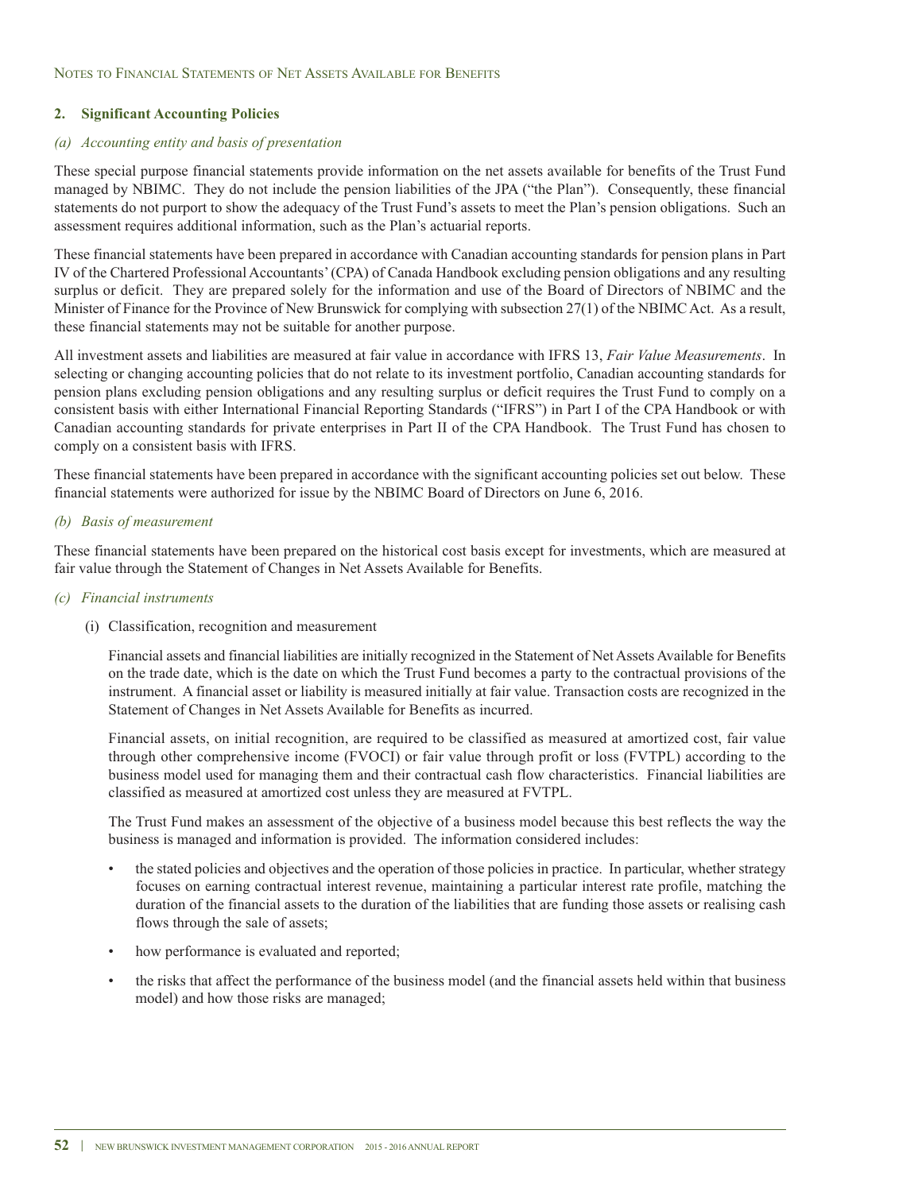## 2. Significant Accounting Policies

### *(a) Accounting entity and basis of presentation*

These special purpose financial statements provide information on the net assets available for benefits of the Trust Fund managed by NBIMC. They do not include the pension liabilities of the JPA ("the Plan"). Consequently, these financial statements do not purport to show the adequacy of the Trust Fund's assets to meet the Plan's pension obligations. Such an assessment requires additional information, such as the Plan's actuarial reports.

These financial statements have been prepared in accordance with Canadian accounting standards for pension plans in Part IV of the Chartered Professional Accountants' (CPA) of Canada Handbook excluding pension obligations and any resulting surplus or deficit. They are prepared solely for the information and use of the Board of Directors of NBIMC and the Minister of Finance for the Province of New Brunswick for complying with subsection 27(1) of the NBIMC Act. As a result, these financial statements may not be suitable for another purpose.

All investment assets and liabilities are measured at fair value in accordance with IFRS 13, *Fair Value Measurements*. In selecting or changing accounting policies that do not relate to its investment portfolio, Canadian accounting standards for pension plans excluding pension obligations and any resulting surplus or deficit requires the Trust Fund to comply on a consistent basis with either International Financial Reporting Standards ("IFRS") in Part I of the CPA Handbook or with Canadian accounting standards for private enterprises in Part II of the CPA Handbook. The Trust Fund has chosen to comply on a consistent basis with IFRS.

These financial statements have been prepared in accordance with the significant accounting policies set out below. These financial statements were authorized for issue by the NBIMC Board of Directors on June 6, 2016.

### *(b) Basis of measurement*

These financial statements have been prepared on the historical cost basis except for investments, which are measured at fair value through the Statement of Changes in Net Assets Available for Benefits.

### *(c) Financial instruments*

(i) Classification, recognition and measurement

Financial assets and financial liabilities are initially recognized in the Statement of Net Assets Available for Benefits on the trade date, which is the date on which the Trust Fund becomes a party to the contractual provisions of the instrument. A financial asset or liability is measured initially at fair value. Transaction costs are recognized in the Statement of Changes in Net Assets Available for Benefits as incurred.

Financial assets, on initial recognition, are required to be classified as measured at amortized cost, fair value through other comprehensive income (FVOCI) or fair value through profit or loss (FVTPL) according to the business model used for managing them and their contractual cash flow characteristics. Financial liabilities are classified as measured at amortized cost unless they are measured at FVTPL.

The Trust Fund makes an assessment of the objective of a business model because this best reflects the way the business is managed and information is provided. The information considered includes:

- the stated policies and objectives and the operation of those policies in practice. In particular, whether strategy focuses on earning contractual interest revenue, maintaining a particular interest rate profile, matching the duration of the financial assets to the duration of the liabilities that are funding those assets or realising cash flows through the sale of assets;
- how performance is evaluated and reported;
- the risks that affect the performance of the business model (and the financial assets held within that business model) and how those risks are managed;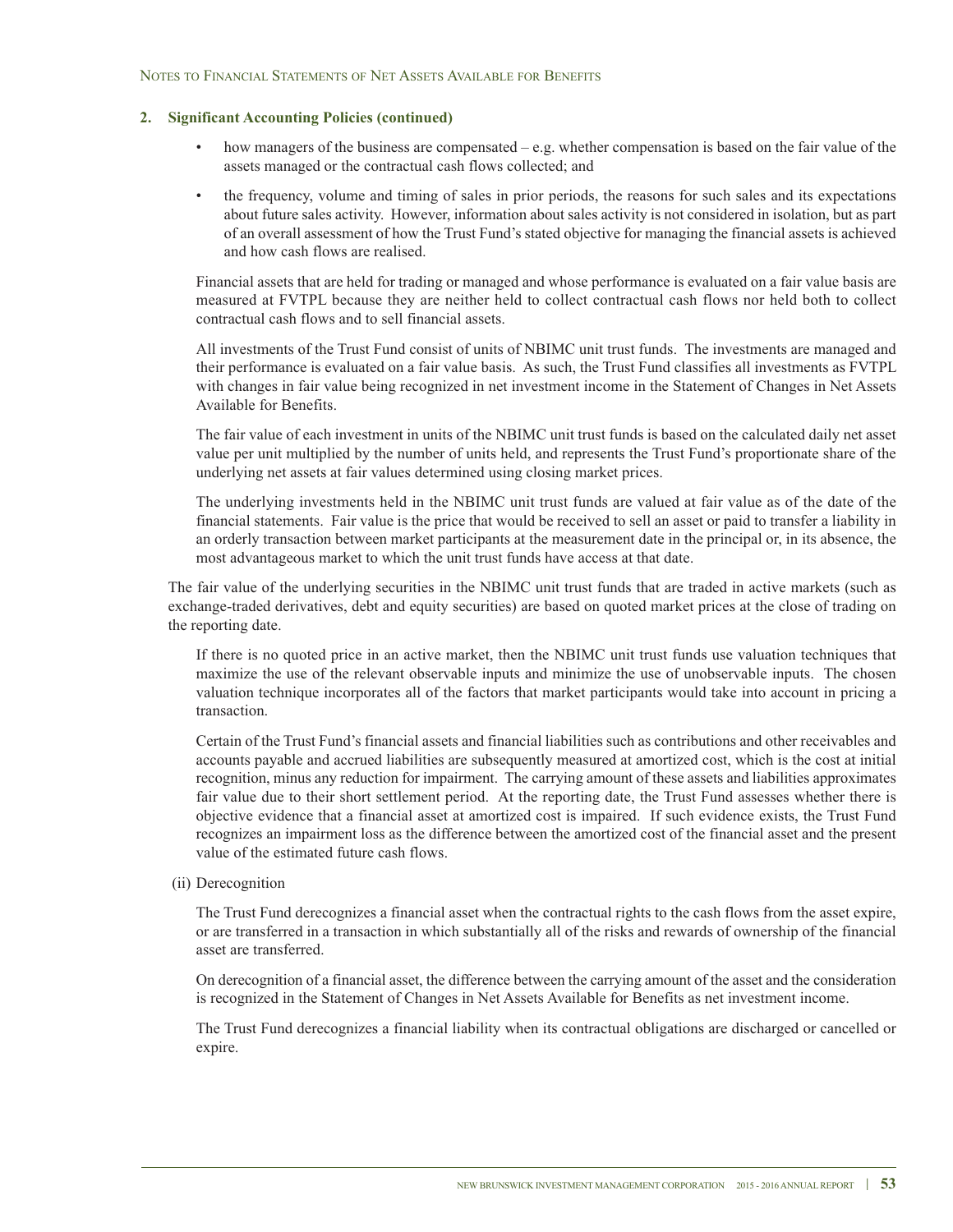## 2. Significant Accounting Policies (continued)

- how managers of the business are compensated – e.g. whether compensation is based on the fair value of the assets managed or the contractual cash flows collected; and
- the frequency, volume and timing of sales in prior periods, the reasons for such sales and its expectations about future sales activity. However, information about sales activity is not considered in isolation, but as part of an overall assessment of how the Trust Fund's stated objective for managing the financial assets is achieved and how cash flows are realised.

Financial assets that are held for trading or managed and whose performance is evaluated on a fair value basis are measured at FVTPL because they are neither held to collect contractual cash flows nor held both to collect contractual cash flows and to sell financial assets.

All investments of the Trust Fund consist of units of NBIMC unit trust funds. The investments are managed and their performance is evaluated on a fair value basis. As such, the Trust Fund classifies all investments as FVTPL with changes in fair value being recognized in net investment income in the Statement of Changes in Net Assets Available for Benefits.

The fair value of each investment in units of the NBIMC unit trust funds is based on the calculated daily net asset value per unit multiplied by the number of units held, and represents the Trust Fund's proportionate share of the underlying net assets at fair values determined using closing market prices.

The underlying investments held in the NBIMC unit trust funds are valued at fair value as of the date of the financial statements. Fair value is the price that would be received to sell an asset or paid to transfer a liability in an orderly transaction between market participants at the measurement date in the principal or, in its absence, the most advantageous market to which the unit trust funds have access at that date.

The fair value of the underlying securities in the NBIMC unit trust funds that are traded in active markets (such as exchange-traded derivatives, debt and equity securities) are based on quoted market prices at the close of trading on the reporting date.

If there is no quoted price in an active market, then the NBIMC unit trust funds use valuation techniques that maximize the use of the relevant observable inputs and minimize the use of unobservable inputs. The chosen valuation technique incorporates all of the factors that market participants would take into account in pricing a transaction.

Certain of the Trust Fund's financial assets and financial liabilities such as contributions and other receivables and accounts payable and accrued liabilities are subsequently measured at amortized cost, which is the cost at initial recognition, minus any reduction for impairment. The carrying amount of these assets and liabilities approximates fair value due to their short settlement period. At the reporting date, the Trust Fund assesses whether there is objective evidence that a financial asset at amortized cost is impaired. If such evidence exists, the Trust Fund recognizes an impairment loss as the difference between the amortized cost of the financial asset and the present value of the estimated future cash flows.

(ii) Derecognition

The Trust Fund derecognizes a financial asset when the contractual rights to the cash flows from the asset expire, or are transferred in a transaction in which substantially all of the risks and rewards of ownership of the financial asset are transferred.

On derecognition of a financial asset, the difference between the carrying amount of the asset and the consideration is recognized in the Statement of Changes in Net Assets Available for Benefits as net investment income.

The Trust Fund derecognizes a financial liability when its contractual obligations are discharged or cancelled or expire.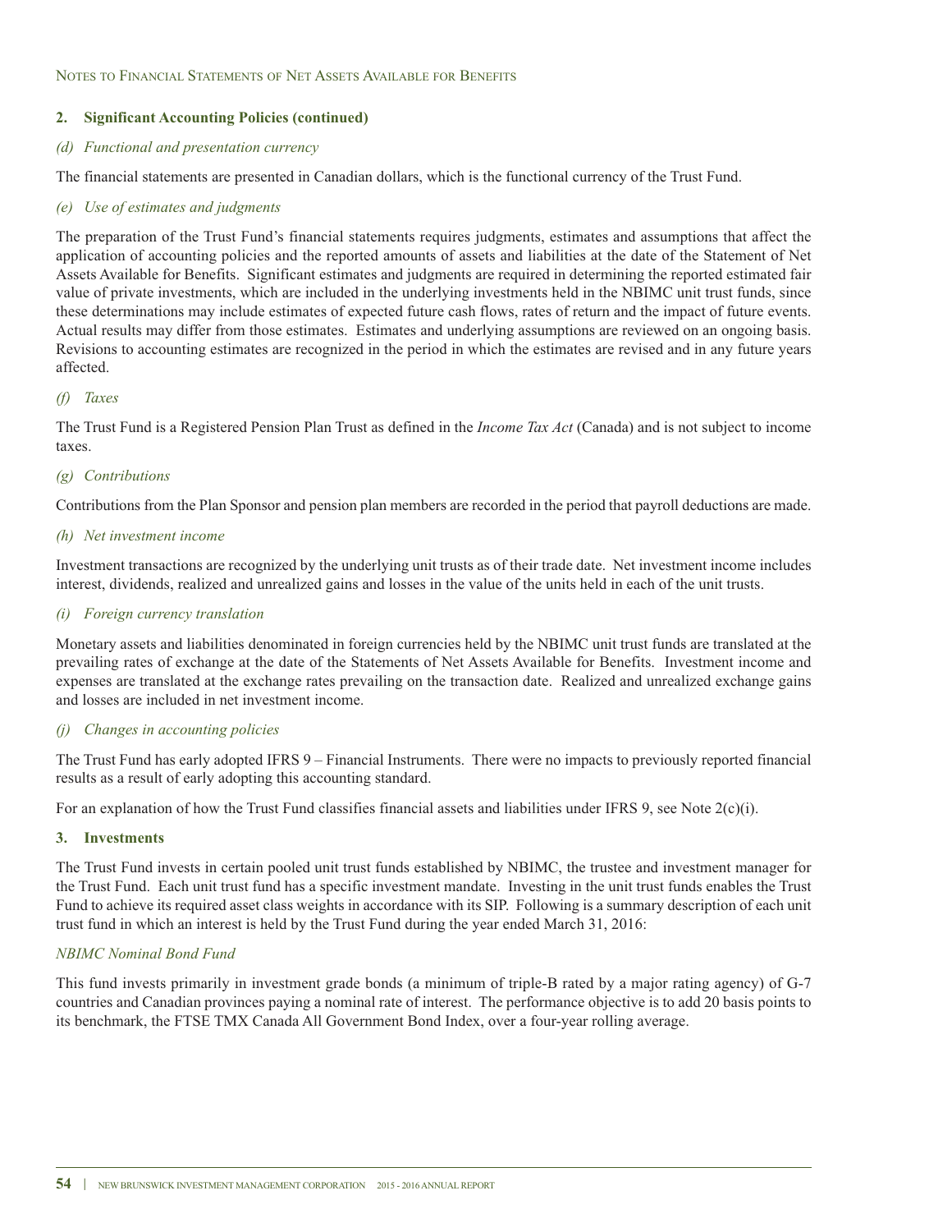## 2. Significant Accounting Policies (continued)

### *(d) Functional and presentation currency*

The financial statements are presented in Canadian dollars, which is the functional currency of the Trust Fund.

### *(e) Use of estimates and judgments*

The preparation of the Trust Fund's financial statements requires judgments, estimates and assumptions that affect the application of accounting policies and the reported amounts of assets and liabilities at the date of the Statement of Net Assets Available for Benefits. Significant estimates and judgments are required in determining the reported estimated fair value of private investments, which are included in the underlying investments held in the NBIMC unit trust funds, since these determinations may include estimates of expected future cash flows, rates of return and the impact of future events. Actual results may differ from those estimates. Estimates and underlying assumptions are reviewed on an ongoing basis. Revisions to accounting estimates are recognized in the period in which the estimates are revised and in any future years affected.

### *(f) Taxes*

The Trust Fund is a Registered Pension Plan Trust as defined in the *Income Tax Act* (Canada) and is not subject to income taxes.

### *(g) Contributions*

Contributions from the Plan Sponsor and pension plan members are recorded in the period that payroll deductions are made.

### *(h) Net investment income*

Investment transactions are recognized by the underlying unit trusts as of their trade date. Net investment income includes interest, dividends, realized and unrealized gains and losses in the value of the units held in each of the unit trusts.

### *(i) Foreign currency translation*

Monetary assets and liabilities denominated in foreign currencies held by the NBIMC unit trust funds are translated at the prevailing rates of exchange at the date of the Statements of Net Assets Available for Benefits. Investment income and expenses are translated at the exchange rates prevailing on the transaction date. Realized and unrealized exchange gains and losses are included in net investment income.

### *(j) Changes in accounting policies*

The Trust Fund has early adopted IFRS 9 – Financial Instruments. There were no impacts to previously reported financial results as a result of early adopting this accounting standard.

For an explanation of how the Trust Fund classifies financial assets and liabilities under IFRS 9, see Note 2(c)(i).

## 3. Investments

The Trust Fund invests in certain pooled unit trust funds established by NBIMC, the trustee and investment manager for the Trust Fund. Each unit trust fund has a specific investment mandate. Investing in the unit trust funds enables the Trust Fund to achieve its required asset class weights in accordance with its SIP. Following is a summary description of each unit trust fund in which an interest is held by the Trust Fund during the year ended March 31, 2016:

### *NBIMC Nominal Bond Fund*

This fund invests primarily in investment grade bonds (a minimum of triple-B rated by a major rating agency) of G-7 countries and Canadian provinces paying a nominal rate of interest. The performance objective is to add 20 basis points to its benchmark, the FTSE TMX Canada All Government Bond Index, over a four-year rolling average.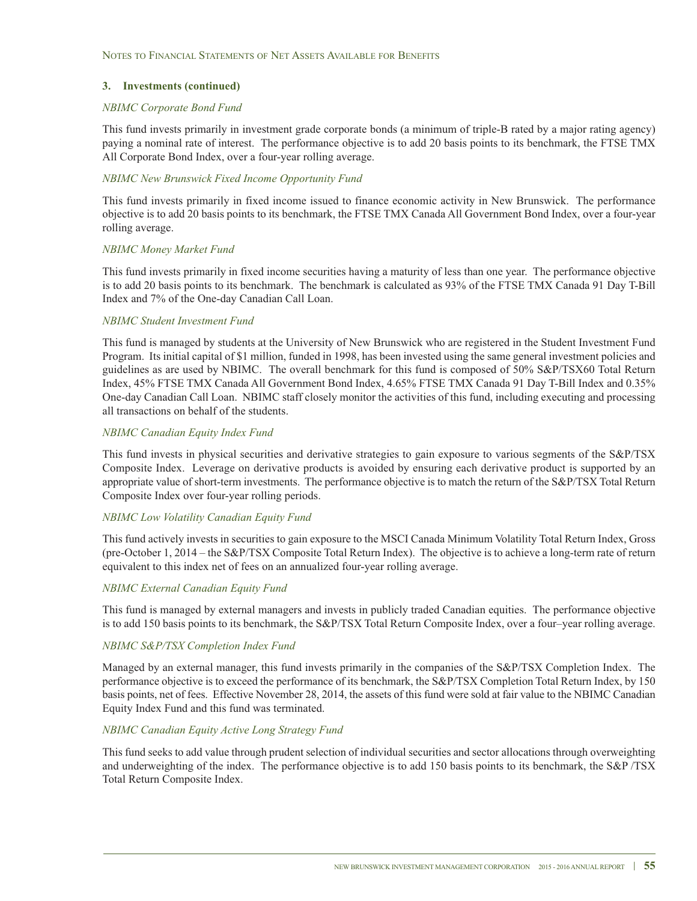### 3. Investments (continued)

*NBIMC Corporate Bond Fund*

This fund invests primarily in investment grade corporate bonds (a minimum of triple-B rated by a major rating agency) paying a nominal rate of interest. The performance objective is to add 20 basis points to its benchmark, the FTSE TMX All Corporate Bond Index, over a four-year rolling average.

*NBIMC New Brunswick Fixed Income Opportunity Fund*

This fund invests primarily in fixed income issued to finance economic activity in New Brunswick. The performance objective is to add 20 basis points to its benchmark, the FTSE TMX Canada All Government Bond Index, over a four-year rolling average.

*NBIMC Money Market Fund*

This fund invests primarily in fixed income securities having a maturity of less than one year. The performance objective is to add 20 basis points to its benchmark. The benchmark is calculated as 93% of the FTSE TMX Canada 91 Day T-Bill Index and 7% of the One-day Canadian Call Loan.

*NBIMC Student Investment Fund*

This fund is managed by students at the University of New Brunswick who are registered in the Student Investment Fund Program. Its initial capital of $1 million, funded in 1998, has been invested using the same general investment policies and guidelines as are used by NBIMC. The overall benchmark for this fund is composed of 50% S&P/TSX60 Total Return Index, 45% FTSE TMX Canada All Government Bond Index, 4.65% FTSE TMX Canada 91 Day T-Bill Index and 0.35% One-day Canadian Call Loan. NBIMC staff closely monitor the activities of this fund, including executing and processing all transactions on behalf of the students.

*NBIMC Canadian Equity Index Fund*

This fund invests in physical securities and derivative strategies to gain exposure to various segments of the S&P/TSX Composite Index. Leverage on derivative products is avoided by ensuring each derivative product is supported by an appropriate value of short-term investments. The performance objective is to match the return of the S&P/TSX Total Return Composite Index over four-year rolling periods.

*NBIMC Low Volatility Canadian Equity Fund*

This fund actively invests in securities to gain exposure to the MSCI Canada Minimum Volatility Total Return Index, Gross (pre-October 1, 2014 – the S&P/TSX Composite Total Return Index). The objective is to achieve a long-term rate of return equivalent to this index net of fees on an annualized four-year rolling average.

*NBIMC External Canadian Equity Fund*

This fund is managed by external managers and invests in publicly traded Canadian equities. The performance objective is to add 150 basis points to its benchmark, the S&P/TSX Total Return Composite Index, over a four–year rolling average.

*NBIMC S&P/TSX Completion Index Fund*

Managed by an external manager, this fund invests primarily in the companies of the S&P/TSX Completion Index. The performance objective is to exceed the performance of its benchmark, the S&P/TSX Completion Total Return Index, by 150 basis points, net of fees. Effective November 28, 2014, the assets of this fund were sold at fair value to the NBIMC Canadian Equity Index Fund and this fund was terminated.

*NBIMC Canadian Equity Active Long Strategy Fund*

This fund seeks to add value through prudent selection of individual securities and sector allocations through overweighting and underweighting of the index. The performance objective is to add 150 basis points to its benchmark, the S&P /TSX Total Return Composite Index.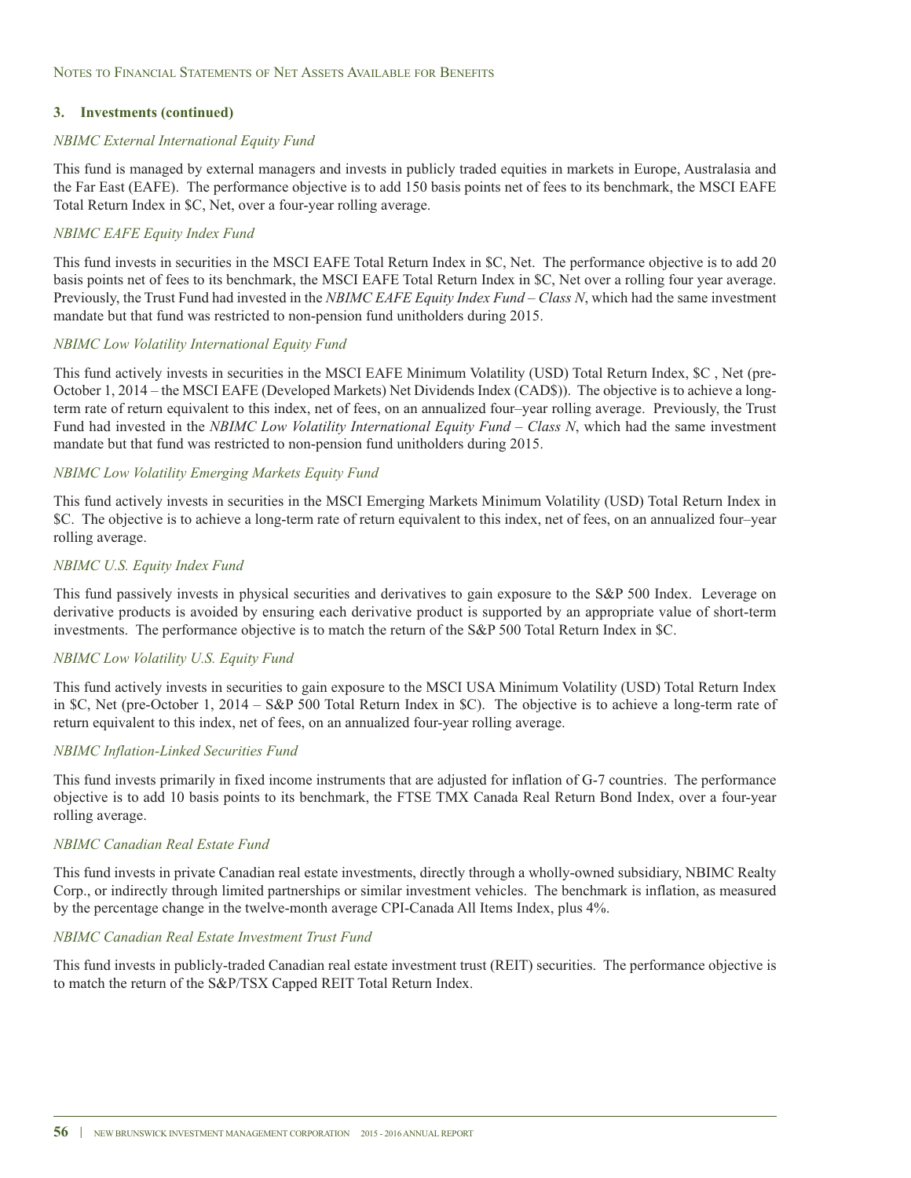### 3. Investments (continued)

*NBIMC External International Equity Fund*

This fund is managed by external managers and invests in publicly traded equities in markets in Europe, Australasia and the Far East (EAFE). The performance objective is to add 150 basis points net of fees to its benchmark, the MSCI EAFE Total Return Index in $C, Net, over a four-year rolling average.

*NBIMC EAFE Equity Index Fund*

This fund invests in securities in the MSCI EAFE Total Return Index in $C, Net. The performance objective is to add 20 basis points net of fees to its benchmark, the MSCI EAFE Total Return Index in $C, Net over a rolling four year average. Previously, the Trust Fund had invested in the *NBIMC EAFE Equity Index Fund – Class N*, which had the same investment mandate but that fund was restricted to non-pension fund unitholders during 2015.

*NBIMC Low Volatility International Equity Fund*

This fund actively invests in securities in the MSCI EAFE Minimum Volatility (USD) Total Return Index, $C , Net (pre-October 1, 2014 – the MSCI EAFE (Developed Markets) Net Dividends Index (CAD$)). The objective is to achieve a long-term rate of return equivalent to this index, net of fees, on an annualized four–year rolling average. Previously, the Trust Fund had invested in the *NBIMC Low Volatility International Equity Fund – Class N*, which had the same investment mandate but that fund was restricted to non-pension fund unitholders during 2015.

*NBIMC Low Volatility Emerging Markets Equity Fund*

This fund actively invests in securities in the MSCI Emerging Markets Minimum Volatility (USD) Total Return Index in $C. The objective is to achieve a long-term rate of return equivalent to this index, net of fees, on an annualized four–year rolling average.

*NBIMC U.S. Equity Index Fund*

This fund passively invests in physical securities and derivatives to gain exposure to the S&P 500 Index. Leverage on derivative products is avoided by ensuring each derivative product is supported by an appropriate value of short-term investments. The performance objective is to match the return of the S&P 500 Total Return Index in $C.

*NBIMC Low Volatility U.S. Equity Fund*

This fund actively invests in securities to gain exposure to the MSCI USA Minimum Volatility (USD) Total Return Index in $C, Net (pre-October 1, 2014 – S&P 500 Total Return Index in $C). The objective is to achieve a long-term rate of return equivalent to this index, net of fees, on an annualized four-year rolling average.

*NBIMC Inflation-Linked Securities Fund*

This fund invests primarily in fixed income instruments that are adjusted for inflation of G-7 countries. The performance objective is to add 10 basis points to its benchmark, the FTSE TMX Canada Real Return Bond Index, over a four-year rolling average.

*NBIMC Canadian Real Estate Fund*

This fund invests in private Canadian real estate investments, directly through a wholly-owned subsidiary, NBIMC Realty Corp., or indirectly through limited partnerships or similar investment vehicles. The benchmark is inflation, as measured by the percentage change in the twelve-month average CPI-Canada All Items Index, plus 4%.

*NBIMC Canadian Real Estate Investment Trust Fund*

This fund invests in publicly-traded Canadian real estate investment trust (REIT) securities. The performance objective is to match the return of the S&P/TSX Capped REIT Total Return Index.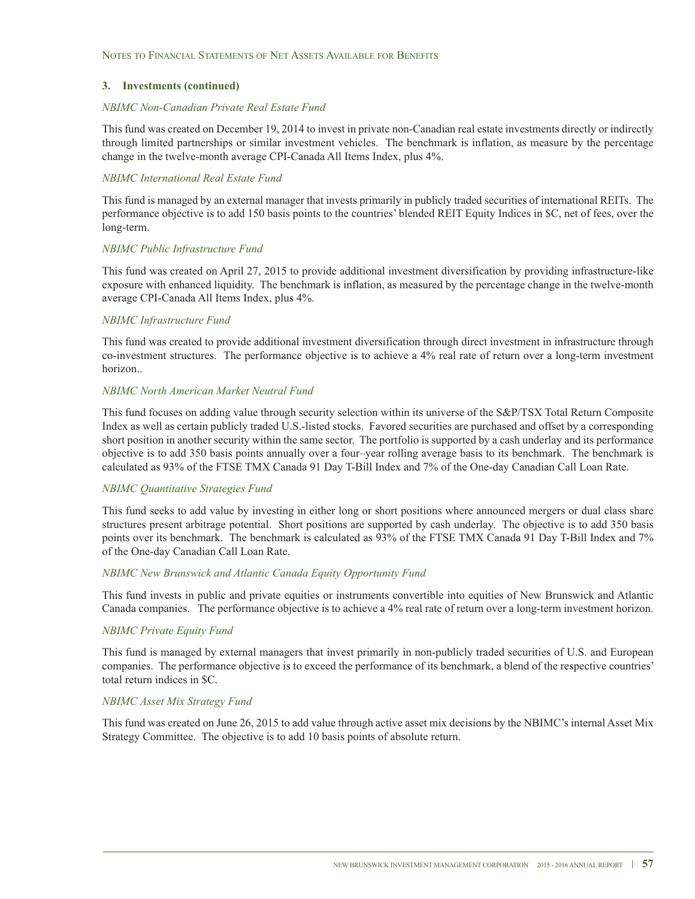### 3. Investments (continued)

*NBIMC Non-Canadian Private Real Estate Fund*

This fund was created on December 19, 2014 to invest in private non-Canadian real estate investments directly or indirectly through limited partnerships or similar investment vehicles. The benchmark is inflation, as measure by the percentage change in the twelve-month average CPI-Canada All Items Index, plus 4%.

*NBIMC International Real Estate Fund*

This fund is managed by an external manager that invests primarily in publicly traded securities of international REITs. The performance objective is to add 150 basis points to the countries' blended REIT Equity Indices in $C, net of fees, over the long-term.

*NBIMC Public Infrastructure Fund*

This fund was created on April 27, 2015 to provide additional investment diversification by providing infrastructure-like exposure with enhanced liquidity. The benchmark is inflation, as measured by the percentage change in the twelve-month average CPI-Canada All Items Index, plus 4%.

*NBIMC Infrastructure Fund*

This fund was created to provide additional investment diversification through direct investment in infrastructure through co-investment structures. The performance objective is to achieve a 4% real rate of return over a long-term investment horizon..

*NBIMC North American Market Neutral Fund*

This fund focuses on adding value through security selection within its universe of the S&P/TSX Total Return Composite Index as well as certain publicly traded U.S.-listed stocks. Favored securities are purchased and offset by a corresponding short position in another security within the same sector. The portfolio is supported by a cash underlay and its performance objective is to add 350 basis points annually over a four–year rolling average basis to its benchmark. The benchmark is calculated as 93% of the FTSE TMX Canada 91 Day T-Bill Index and 7% of the One-day Canadian Call Loan Rate.

*NBIMC Quantitative Strategies Fund*

This fund seeks to add value by investing in either long or short positions where announced mergers or dual class share structures present arbitrage potential. Short positions are supported by cash underlay. The objective is to add 350 basis points over its benchmark. The benchmark is calculated as 93% of the FTSE TMX Canada 91 Day T-Bill Index and 7% of the One-day Canadian Call Loan Rate.

*NBIMC New Brunswick and Atlantic Canada Equity Opportunity Fund*

This fund invests in public and private equities or instruments convertible into equities of New Brunswick and Atlantic Canada companies. The performance objective is to achieve a 4% real rate of return over a long-term investment horizon.

*NBIMC Private Equity Fund*

This fund is managed by external managers that invest primarily in non-publicly traded securities of U.S. and European companies. The performance objective is to exceed the performance of its benchmark, a blend of the respective countries' total return indices in $C.

*NBIMC Asset Mix Strategy Fund*

This fund was created on June 26, 2015 to add value through active asset mix decisions by the NBIMC's internal Asset Mix Strategy Committee. The objective is to add 10 basis points of absolute return.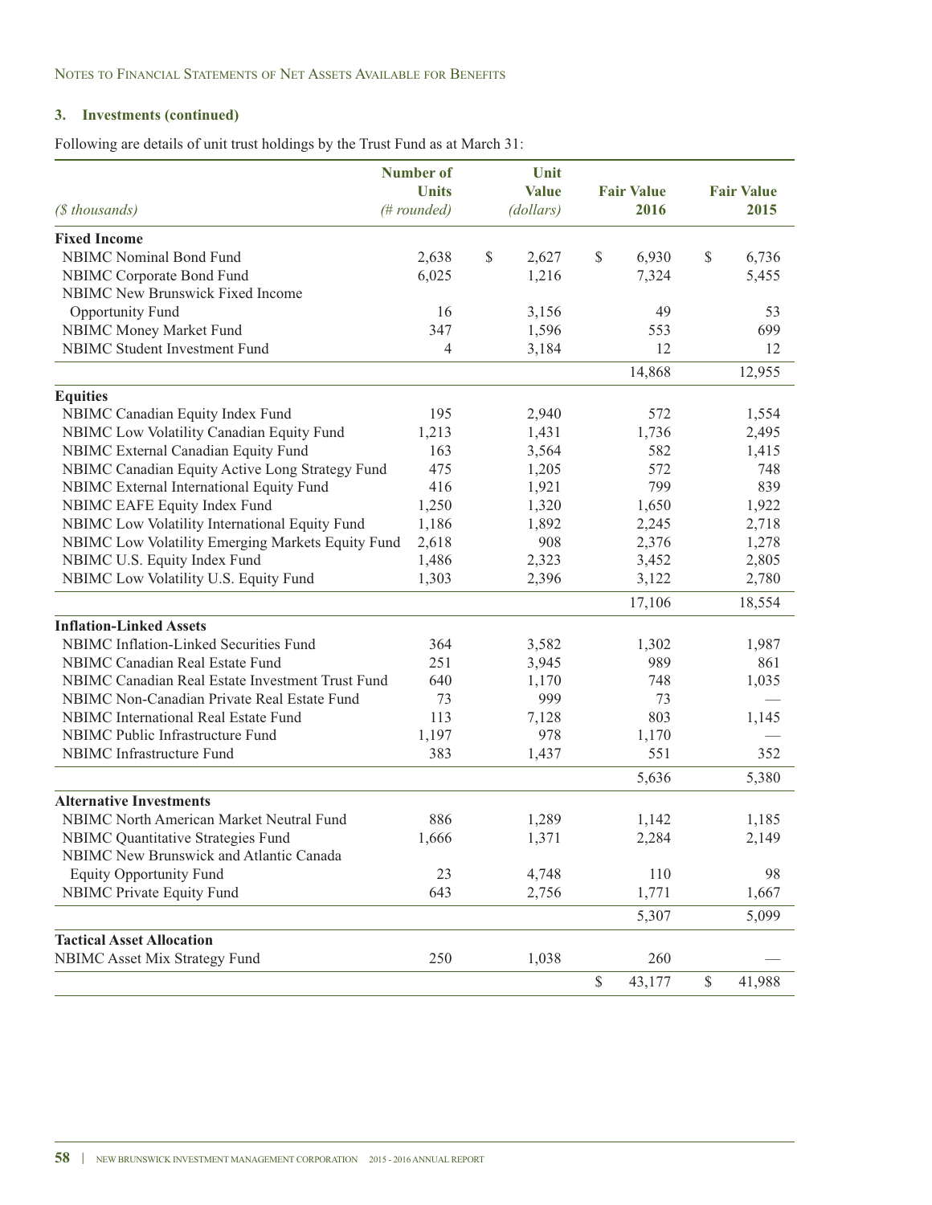### 3. Investments (continued)

Following are details of unit trust holdings by the Trust Fund as at March 31:

| *($ thousands)* | Number of Units *(# rounded)* | Unit Value *(dollars)* | Fair Value 2016 | Fair Value 2015 |
|---|---|---|---|---|
| **Fixed Income** | | | | |
| NBIMC Nominal Bond Fund | 2,638 | $ 2,627 | $ 6,930 | $ 6,736 |
| NBIMC Corporate Bond Fund | 6,025 | 1,216 | 7,324 | 5,455 |
| NBIMC New Brunswick Fixed Income Opportunity Fund | 16 | 3,156 | 49 | 53 |
| NBIMC Money Market Fund | 347 | 1,596 | 553 | 699 |
| NBIMC Student Investment Fund | 4 | 3,184 | 12 | 12 |
| | | | 14,868 | 12,955 |
| **Equities** | | | | |
| NBIMC Canadian Equity Index Fund | 195 | 2,940 | 572 | 1,554 |
| NBIMC Low Volatility Canadian Equity Fund | 1,213 | 1,431 | 1,736 | 2,495 |
| NBIMC External Canadian Equity Fund | 163 | 3,564 | 582 | 1,415 |
| NBIMC Canadian Equity Active Long Strategy Fund | 475 | 1,205 | 572 | 748 |
| NBIMC External International Equity Fund | 416 | 1,921 | 799 | 839 |
| NBIMC EAFE Equity Index Fund | 1,250 | 1,320 | 1,650 | 1,922 |
| NBIMC Low Volatility International Equity Fund | 1,186 | 1,892 | 2,245 | 2,718 |
| NBIMC Low Volatility Emerging Markets Equity Fund | 2,618 | 908 | 2,376 | 1,278 |
| NBIMC U.S. Equity Index Fund | 1,486 | 2,323 | 3,452 | 2,805 |
| NBIMC Low Volatility U.S. Equity Fund | 1,303 | 2,396 | 3,122 | 2,780 |
| | | | 17,106 | 18,554 |
| **Inflation-Linked Assets** | | | | |
| NBIMC Inflation-Linked Securities Fund | 364 | 3,582 | 1,302 | 1,987 |
| NBIMC Canadian Real Estate Fund | 251 | 3,945 | 989 | 861 |
| NBIMC Canadian Real Estate Investment Trust Fund | 640 | 1,170 | 748 | 1,035 |
| NBIMC Non-Canadian Private Real Estate Fund | 73 | 999 | 73 | — |
| NBIMC International Real Estate Fund | 113 | 7,128 | 803 | 1,145 |
| NBIMC Public Infrastructure Fund | 1,197 | 978 | 1,170 | — |
| NBIMC Infrastructure Fund | 383 | 1,437 | 551 | 352 |
| | | | 5,636 | 5,380 |
| **Alternative Investments** | | | | |
| NBIMC North American Market Neutral Fund | 886 | 1,289 | 1,142 | 1,185 |
| NBIMC Quantitative Strategies Fund | 1,666 | 1,371 | 2,284 | 2,149 |
| NBIMC New Brunswick and Atlantic Canada Equity Opportunity Fund | 23 | 4,748 | 110 | 98 |
| NBIMC Private Equity Fund | 643 | 2,756 | 1,771 | 1,667 |
| | | | 5,307 | 5,099 |
| **Tactical Asset Allocation** | | | | |
| NBIMC Asset Mix Strategy Fund | 250 | 1,038 | 260 | — |
| | | | $ 43,177 | $ 41,988 |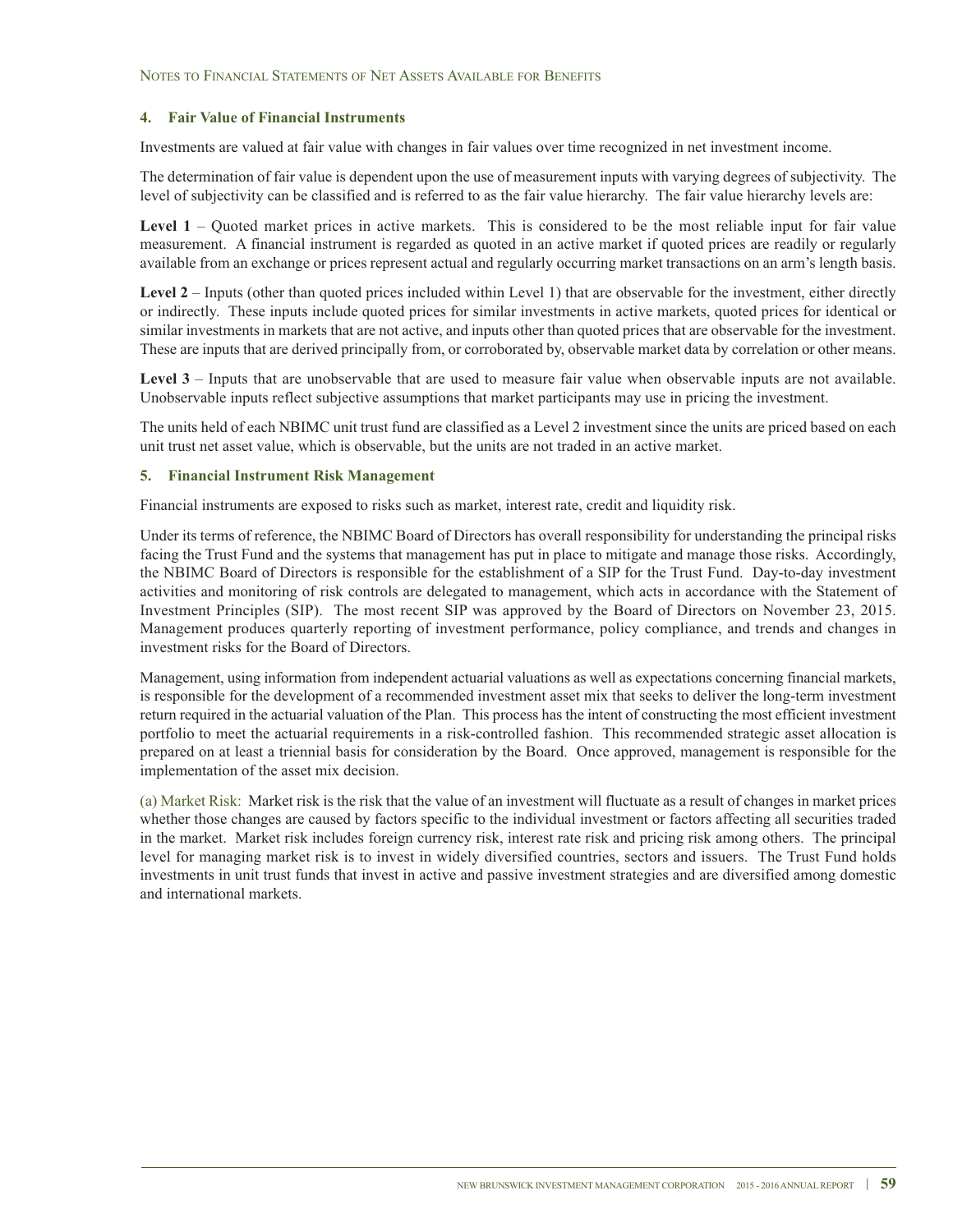### 4. Fair Value of Financial Instruments

Investments are valued at fair value with changes in fair values over time recognized in net investment income.

The determination of fair value is dependent upon the use of measurement inputs with varying degrees of subjectivity. The level of subjectivity can be classified and is referred to as the fair value hierarchy. The fair value hierarchy levels are:

**Level 1** – Quoted market prices in active markets. This is considered to be the most reliable input for fair value measurement. A financial instrument is regarded as quoted in an active market if quoted prices are readily or regularly available from an exchange or prices represent actual and regularly occurring market transactions on an arm's length basis.

**Level 2** – Inputs (other than quoted prices included within Level 1) that are observable for the investment, either directly or indirectly. These inputs include quoted prices for similar investments in active markets, quoted prices for identical or similar investments in markets that are not active, and inputs other than quoted prices that are observable for the investment. These are inputs that are derived principally from, or corroborated by, observable market data by correlation or other means.

**Level 3** – Inputs that are unobservable that are used to measure fair value when observable inputs are not available. Unobservable inputs reflect subjective assumptions that market participants may use in pricing the investment.

The units held of each NBIMC unit trust fund are classified as a Level 2 investment since the units are priced based on each unit trust net asset value, which is observable, but the units are not traded in an active market.

### 5. Financial Instrument Risk Management

Financial instruments are exposed to risks such as market, interest rate, credit and liquidity risk.

Under its terms of reference, the NBIMC Board of Directors has overall responsibility for understanding the principal risks facing the Trust Fund and the systems that management has put in place to mitigate and manage those risks. Accordingly, the NBIMC Board of Directors is responsible for the establishment of a SIP for the Trust Fund. Day-to-day investment activities and monitoring of risk controls are delegated to management, which acts in accordance with the Statement of Investment Principles (SIP). The most recent SIP was approved by the Board of Directors on November 23, 2015. Management produces quarterly reporting of investment performance, policy compliance, and trends and changes in investment risks for the Board of Directors.

Management, using information from independent actuarial valuations as well as expectations concerning financial markets, is responsible for the development of a recommended investment asset mix that seeks to deliver the long-term investment return required in the actuarial valuation of the Plan. This process has the intent of constructing the most efficient investment portfolio to meet the actuarial requirements in a risk-controlled fashion. This recommended strategic asset allocation is prepared on at least a triennial basis for consideration by the Board. Once approved, management is responsible for the implementation of the asset mix decision.

(a) Market Risk: Market risk is the risk that the value of an investment will fluctuate as a result of changes in market prices whether those changes are caused by factors specific to the individual investment or factors affecting all securities traded in the market. Market risk includes foreign currency risk, interest rate risk and pricing risk among others. The principal level for managing market risk is to invest in widely diversified countries, sectors and issuers. The Trust Fund holds investments in unit trust funds that invest in active and passive investment strategies and are diversified among domestic and international markets.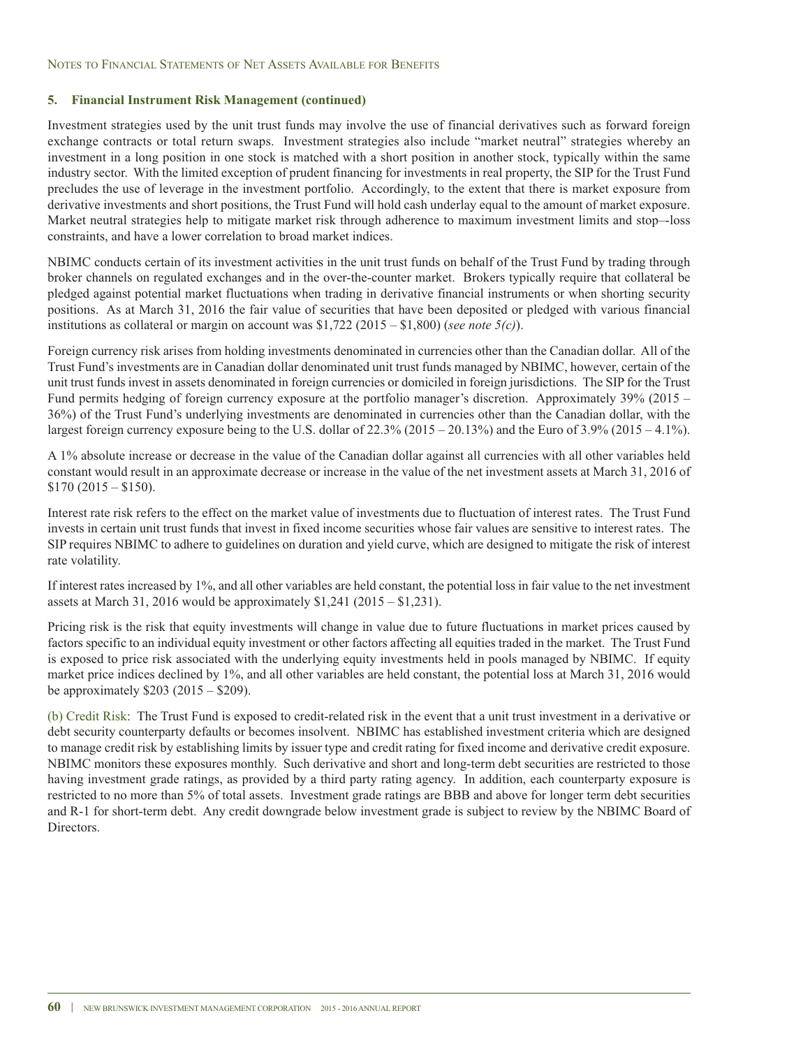### 5. Financial Instrument Risk Management (continued)

Investment strategies used by the unit trust funds may involve the use of financial derivatives such as forward foreign exchange contracts or total return swaps. Investment strategies also include "market neutral" strategies whereby an investment in a long position in one stock is matched with a short position in another stock, typically within the same industry sector. With the limited exception of prudent financing for investments in real property, the SIP for the Trust Fund precludes the use of leverage in the investment portfolio. Accordingly, to the extent that there is market exposure from derivative investments and short positions, the Trust Fund will hold cash underlay equal to the amount of market exposure. Market neutral strategies help to mitigate market risk through adherence to maximum investment limits and stop–-loss constraints, and have a lower correlation to broad market indices.

NBIMC conducts certain of its investment activities in the unit trust funds on behalf of the Trust Fund by trading through broker channels on regulated exchanges and in the over-the-counter market. Brokers typically require that collateral be pledged against potential market fluctuations when trading in derivative financial instruments or when shorting security positions. As at March 31, 2016 the fair value of securities that have been deposited or pledged with various financial institutions as collateral or margin on account was $1,722 (2015 – $1,800) (*see note 5(c)*).

Foreign currency risk arises from holding investments denominated in currencies other than the Canadian dollar. All of the Trust Fund's investments are in Canadian dollar denominated unit trust funds managed by NBIMC, however, certain of the unit trust funds invest in assets denominated in foreign currencies or domiciled in foreign jurisdictions. The SIP for the Trust Fund permits hedging of foreign currency exposure at the portfolio manager's discretion. Approximately 39% (2015 – 36%) of the Trust Fund's underlying investments are denominated in currencies other than the Canadian dollar, with the largest foreign currency exposure being to the U.S. dollar of 22.3% (2015 – 20.13%) and the Euro of 3.9% (2015 – 4.1%).

A 1% absolute increase or decrease in the value of the Canadian dollar against all currencies with all other variables held constant would result in an approximate decrease or increase in the value of the net investment assets at March 31, 2016 of $170 (2015 – $150).

Interest rate risk refers to the effect on the market value of investments due to fluctuation of interest rates. The Trust Fund invests in certain unit trust funds that invest in fixed income securities whose fair values are sensitive to interest rates. The SIP requires NBIMC to adhere to guidelines on duration and yield curve, which are designed to mitigate the risk of interest rate volatility.

If interest rates increased by 1%, and all other variables are held constant, the potential loss in fair value to the net investment assets at March 31, 2016 would be approximately $1,241 (2015 – $1,231).

Pricing risk is the risk that equity investments will change in value due to future fluctuations in market prices caused by factors specific to an individual equity investment or other factors affecting all equities traded in the market. The Trust Fund is exposed to price risk associated with the underlying equity investments held in pools managed by NBIMC. If equity market price indices declined by 1%, and all other variables are held constant, the potential loss at March 31, 2016 would be approximately $203 (2015 – $209).

(b) Credit Risk: The Trust Fund is exposed to credit-related risk in the event that a unit trust investment in a derivative or debt security counterparty defaults or becomes insolvent. NBIMC has established investment criteria which are designed to manage credit risk by establishing limits by issuer type and credit rating for fixed income and derivative credit exposure. NBIMC monitors these exposures monthly. Such derivative and short and long-term debt securities are restricted to those having investment grade ratings, as provided by a third party rating agency. In addition, each counterparty exposure is restricted to no more than 5% of total assets. Investment grade ratings are BBB and above for longer term debt securities and R-1 for short-term debt. Any credit downgrade below investment grade is subject to review by the NBIMC Board of Directors.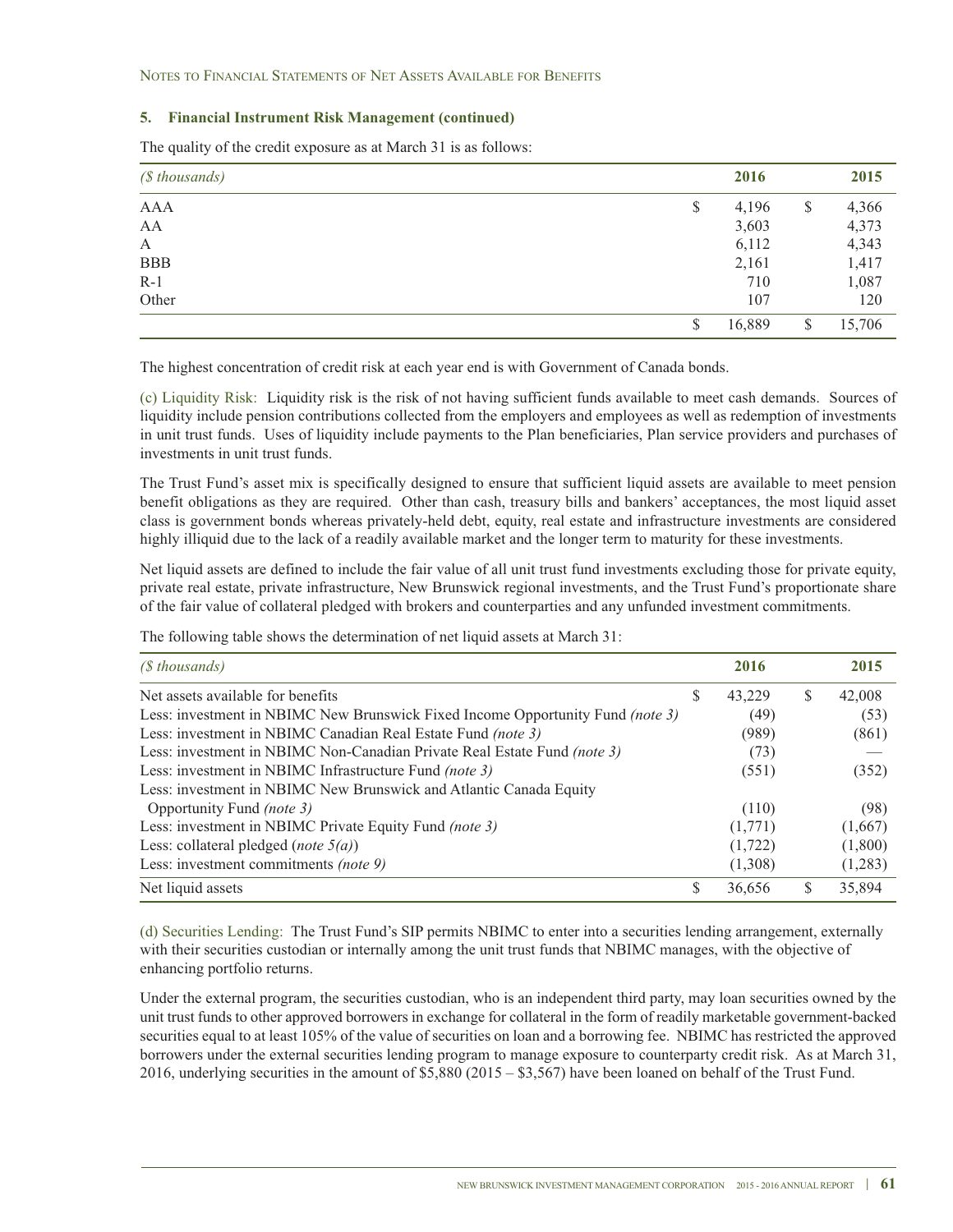## 5. Financial Instrument Risk Management (continued)

The quality of the credit exposure as at March 31 is as follows:

| *($ thousands)* | 2016 | 2015 |
|---|---|---|
| AAA | $ 4,196 | $ 4,366 |
| AA | 3,603 | 4,373 |
| A | 6,112 | 4,343 |
| BBB | 2,161 | 1,417 |
| R-1 | 710 | 1,087 |
| Other | 107 | 120 |
| | $ 16,889 | $ 15,706 |

The highest concentration of credit risk at each year end is with Government of Canada bonds.

(c) Liquidity Risk: Liquidity risk is the risk of not having sufficient funds available to meet cash demands. Sources of liquidity include pension contributions collected from the employers and employees as well as redemption of investments in unit trust funds. Uses of liquidity include payments to the Plan beneficiaries, Plan service providers and purchases of investments in unit trust funds.

The Trust Fund's asset mix is specifically designed to ensure that sufficient liquid assets are available to meet pension benefit obligations as they are required. Other than cash, treasury bills and bankers' acceptances, the most liquid asset class is government bonds whereas privately-held debt, equity, real estate and infrastructure investments are considered highly illiquid due to the lack of a readily available market and the longer term to maturity for these investments.

Net liquid assets are defined to include the fair value of all unit trust fund investments excluding those for private equity, private real estate, private infrastructure, New Brunswick regional investments, and the Trust Fund's proportionate share of the fair value of collateral pledged with brokers and counterparties and any unfunded investment commitments.

The following table shows the determination of net liquid assets at March 31:

| *($ thousands)* | 2016 | 2015 |
|---|---|---|
| Net assets available for benefits | $ 43,229 | $ 42,008 |
| Less: investment in NBIMC New Brunswick Fixed Income Opportunity Fund *(note 3)* | (49) | (53) |
| Less: investment in NBIMC Canadian Real Estate Fund *(note 3)* | (989) | (861) |
| Less: investment in NBIMC Non-Canadian Private Real Estate Fund *(note 3)* | (73) | — |
| Less: investment in NBIMC Infrastructure Fund *(note 3)* | (551) | (352) |
| Less: investment in NBIMC New Brunswick and Atlantic Canada Equity Opportunity Fund *(note 3)* | (110) | (98) |
| Less: investment in NBIMC Private Equity Fund *(note 3)* | (1,771) | (1,667) |
| Less: collateral pledged (*note 5(a)*) | (1,722) | (1,800) |
| Less: investment commitments *(note 9)* | (1,308) | (1,283) |
| Net liquid assets | $ 36,656 | $ 35,894 |

(d) Securities Lending: The Trust Fund's SIP permits NBIMC to enter into a securities lending arrangement, externally with their securities custodian or internally among the unit trust funds that NBIMC manages, with the objective of enhancing portfolio returns.

Under the external program, the securities custodian, who is an independent third party, may loan securities owned by the unit trust funds to other approved borrowers in exchange for collateral in the form of readily marketable government-backed securities equal to at least 105% of the value of securities on loan and a borrowing fee. NBIMC has restricted the approved borrowers under the external securities lending program to manage exposure to counterparty credit risk. As at March 31, 2016, underlying securities in the amount of $5,880 (2015 – $3,567) have been loaned on behalf of the Trust Fund.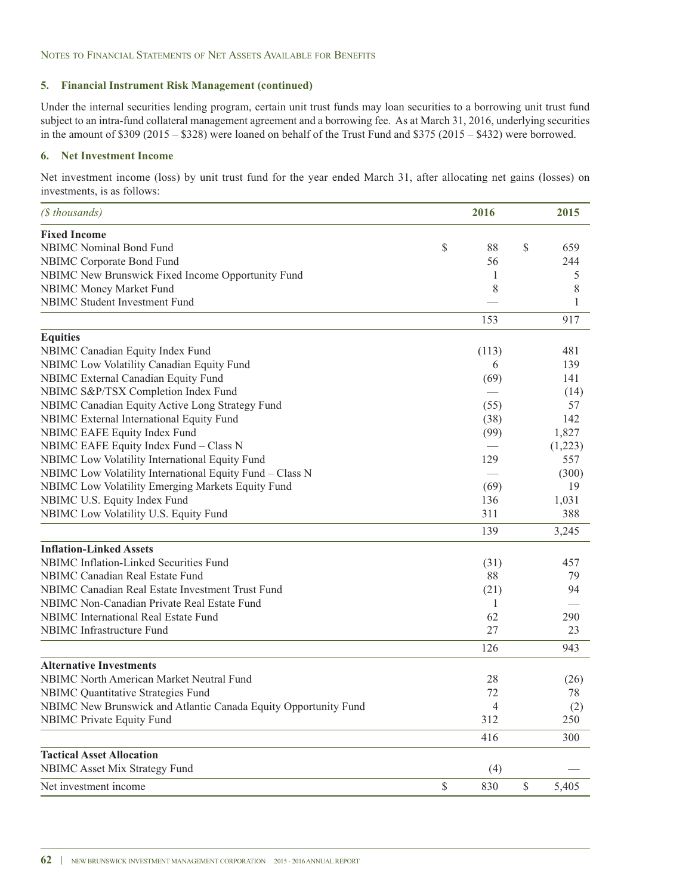### 5. Financial Instrument Risk Management (continued)

Under the internal securities lending program, certain unit trust funds may loan securities to a borrowing unit trust fund subject to an intra-fund collateral management agreement and a borrowing fee. As at March 31, 2016, underlying securities in the amount of $309 (2015 – $328) were loaned on behalf of the Trust Fund and $375 (2015 – $432) were borrowed.

### 6. Net Investment Income

Net investment income (loss) by unit trust fund for the year ended March 31, after allocating net gains (losses) on investments, is as follows:

| *($ thousands)* | 2016 | 2015 |
|---|---|---|
| **Fixed Income** | | |
| NBIMC Nominal Bond Fund | $ 88 | $ 659 |
| NBIMC Corporate Bond Fund | 56 | 244 |
| NBIMC New Brunswick Fixed Income Opportunity Fund | 1 | 5 |
| NBIMC Money Market Fund | 8 | 8 |
| NBIMC Student Investment Fund | — | 1 |
| | 153 | 917 |
| **Equities** | | |
| NBIMC Canadian Equity Index Fund | (113) | 481 |
| NBIMC Low Volatility Canadian Equity Fund | 6 | 139 |
| NBIMC External Canadian Equity Fund | (69) | 141 |
| NBIMC S&P/TSX Completion Index Fund | — | (14) |
| NBIMC Canadian Equity Active Long Strategy Fund | (55) | 57 |
| NBIMC External International Equity Fund | (38) | 142 |
| NBIMC EAFE Equity Index Fund | (99) | 1,827 |
| NBIMC EAFE Equity Index Fund – Class N | — | (1,223) |
| NBIMC Low Volatility International Equity Fund | 129 | 557 |
| NBIMC Low Volatility International Equity Fund – Class N | — | (300) |
| NBIMC Low Volatility Emerging Markets Equity Fund | (69) | 19 |
| NBIMC U.S. Equity Index Fund | 136 | 1,031 |
| NBIMC Low Volatility U.S. Equity Fund | 311 | 388 |
| | 139 | 3,245 |
| **Inflation-Linked Assets** | | |
| NBIMC Inflation-Linked Securities Fund | (31) | 457 |
| NBIMC Canadian Real Estate Fund | 88 | 79 |
| NBIMC Canadian Real Estate Investment Trust Fund | (21) | 94 |
| NBIMC Non-Canadian Private Real Estate Fund | 1 | — |
| NBIMC International Real Estate Fund | 62 | 290 |
| NBIMC Infrastructure Fund | 27 | 23 |
| | 126 | 943 |
| **Alternative Investments** | | |
| NBIMC North American Market Neutral Fund | 28 | (26) |
| NBIMC Quantitative Strategies Fund | 72 | 78 |
| NBIMC New Brunswick and Atlantic Canada Equity Opportunity Fund | 4 | (2) |
| NBIMC Private Equity Fund | 312 | 250 |
| | 416 | 300 |
| **Tactical Asset Allocation** | | |
| NBIMC Asset Mix Strategy Fund | (4) | — |
| Net investment income | $ 830 | $ 5,405 |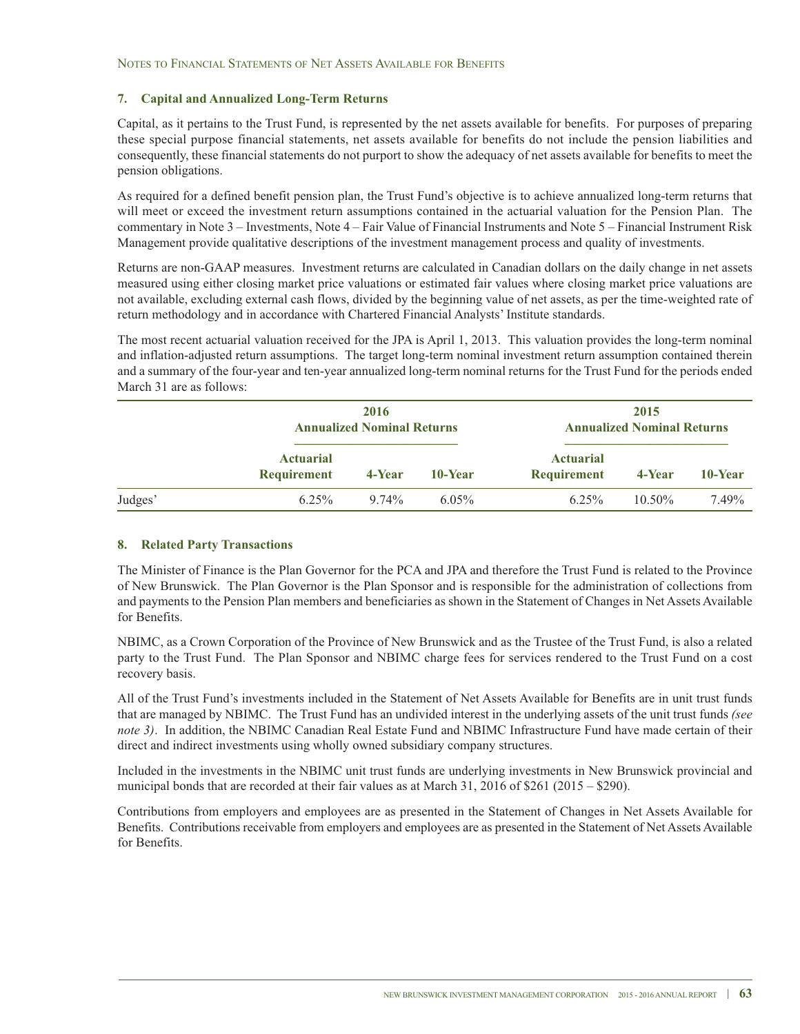## 7. Capital and Annualized Long-Term Returns

Capital, as it pertains to the Trust Fund, is represented by the net assets available for benefits. For purposes of preparing these special purpose financial statements, net assets available for benefits do not include the pension liabilities and consequently, these financial statements do not purport to show the adequacy of net assets available for benefits to meet the pension obligations.

As required for a defined benefit pension plan, the Trust Fund's objective is to achieve annualized long-term returns that will meet or exceed the investment return assumptions contained in the actuarial valuation for the Pension Plan. The commentary in Note 3 – Investments, Note 4 – Fair Value of Financial Instruments and Note 5 – Financial Instrument Risk Management provide qualitative descriptions of the investment management process and quality of investments.

Returns are non-GAAP measures. Investment returns are calculated in Canadian dollars on the daily change in net assets measured using either closing market price valuations or estimated fair values where closing market price valuations are not available, excluding external cash flows, divided by the beginning value of net assets, as per the time-weighted rate of return methodology and in accordance with Chartered Financial Analysts' Institute standards.

The most recent actuarial valuation received for the JPA is April 1, 2013. This valuation provides the long-term nominal and inflation-adjusted return assumptions. The target long-term nominal investment return assumption contained therein and a summary of the four-year and ten-year annualized long-term nominal returns for the Trust Fund for the periods ended March 31 are as follows:

| | 2016 Annualized Nominal Returns | | | 2015 Annualized Nominal Returns | | |
|---|---|---|---|---|---|---|
| | Actuarial Requirement | 4-Year | 10-Year | Actuarial Requirement | 4-Year | 10-Year |
| Judges' | 6.25% | 9.74% | 6.05% | 6.25% | 10.50% | 7.49% |

## 8. Related Party Transactions

The Minister of Finance is the Plan Governor for the PCA and JPA and therefore the Trust Fund is related to the Province of New Brunswick. The Plan Governor is the Plan Sponsor and is responsible for the administration of collections from and payments to the Pension Plan members and beneficiaries as shown in the Statement of Changes in Net Assets Available for Benefits.

NBIMC, as a Crown Corporation of the Province of New Brunswick and as the Trustee of the Trust Fund, is also a related party to the Trust Fund. The Plan Sponsor and NBIMC charge fees for services rendered to the Trust Fund on a cost recovery basis.

All of the Trust Fund's investments included in the Statement of Net Assets Available for Benefits are in unit trust funds that are managed by NBIMC. The Trust Fund has an undivided interest in the underlying assets of the unit trust funds *(see note 3)*. In addition, the NBIMC Canadian Real Estate Fund and NBIMC Infrastructure Fund have made certain of their direct and indirect investments using wholly owned subsidiary company structures.

Included in the investments in the NBIMC unit trust funds are underlying investments in New Brunswick provincial and municipal bonds that are recorded at their fair values as at March 31, 2016 of $261 (2015 – $290).

Contributions from employers and employees are as presented in the Statement of Changes in Net Assets Available for Benefits. Contributions receivable from employers and employees are as presented in the Statement of Net Assets Available for Benefits.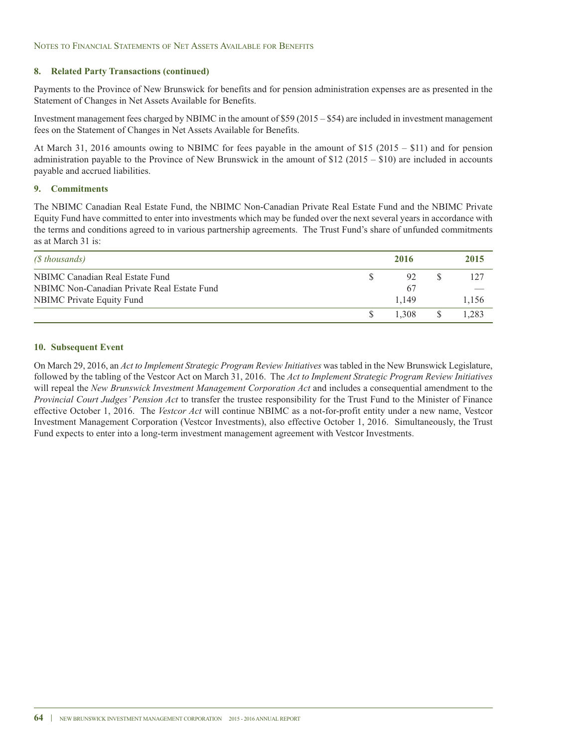## 8. Related Party Transactions (continued)

Payments to the Province of New Brunswick for benefits and for pension administration expenses are as presented in the Statement of Changes in Net Assets Available for Benefits.

Investment management fees charged by NBIMC in the amount of $59 (2015 – $54) are included in investment management fees on the Statement of Changes in Net Assets Available for Benefits.

At March 31, 2016 amounts owing to NBIMC for fees payable in the amount of $15 (2015 – $11) and for pension administration payable to the Province of New Brunswick in the amount of $12 (2015 – $10) are included in accounts payable and accrued liabilities.

## 9. Commitments

The NBIMC Canadian Real Estate Fund, the NBIMC Non-Canadian Private Real Estate Fund and the NBIMC Private Equity Fund have committed to enter into investments which may be funded over the next several years in accordance with the terms and conditions agreed to in various partnership agreements. The Trust Fund's share of unfunded commitments as at March 31 is:

| *($ thousands)* | 2016 | 2015 |
|---|---|---|
| NBIMC Canadian Real Estate Fund | $ 92 | $ 127 |
| NBIMC Non-Canadian Private Real Estate Fund | 67 | — |
| NBIMC Private Equity Fund | 1,149 | 1,156 |
| | $ 1,308 | $ 1,283 |

## 10. Subsequent Event

On March 29, 2016, an *Act to Implement Strategic Program Review Initiatives* was tabled in the New Brunswick Legislature, followed by the tabling of the Vestcor Act on March 31, 2016. The *Act to Implement Strategic Program Review Initiatives* will repeal the *New Brunswick Investment Management Corporation Act* and includes a consequential amendment to the *Provincial Court Judges' Pension Act* to transfer the trustee responsibility for the Trust Fund to the Minister of Finance effective October 1, 2016. The *Vestcor Act* will continue NBIMC as a not-for-profit entity under a new name, Vestcor Investment Management Corporation (Vestcor Investments), also effective October 1, 2016. Simultaneously, the Trust Fund expects to enter into a long-term investment management agreement with Vestcor Investments.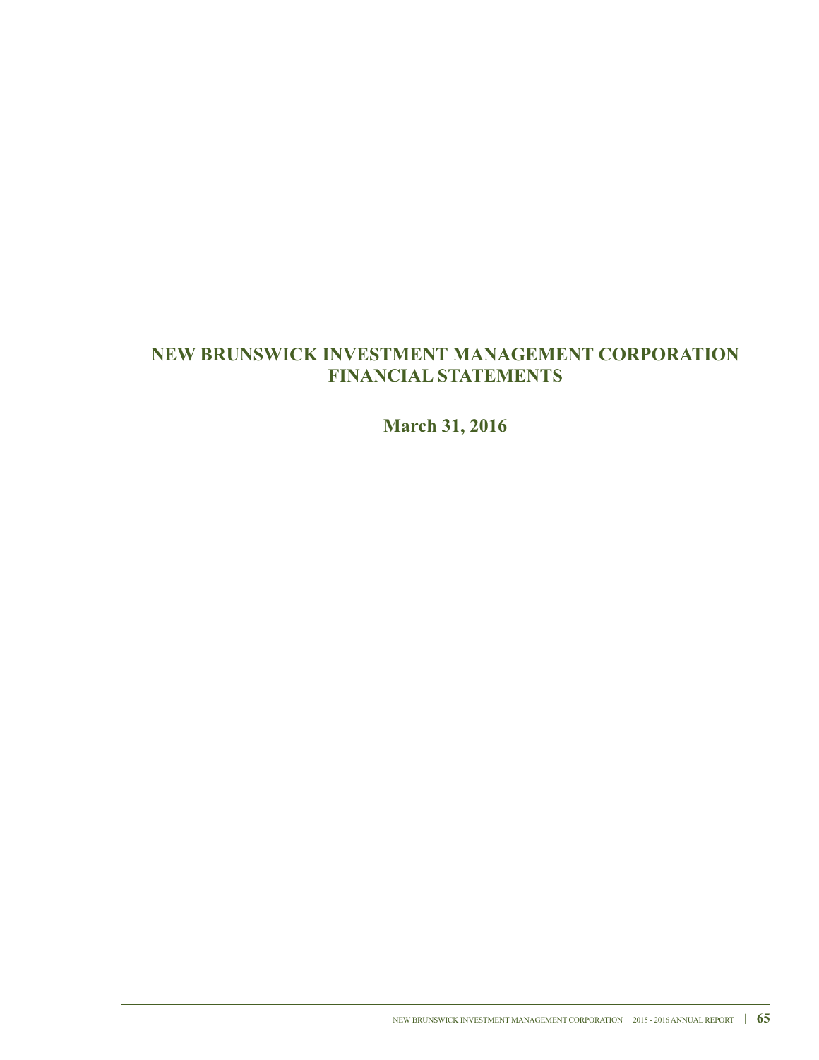# NEW BRUNSWICK INVESTMENT MANAGEMENT CORPORATION
# FINANCIAL STATEMENTS

## March 31, 2016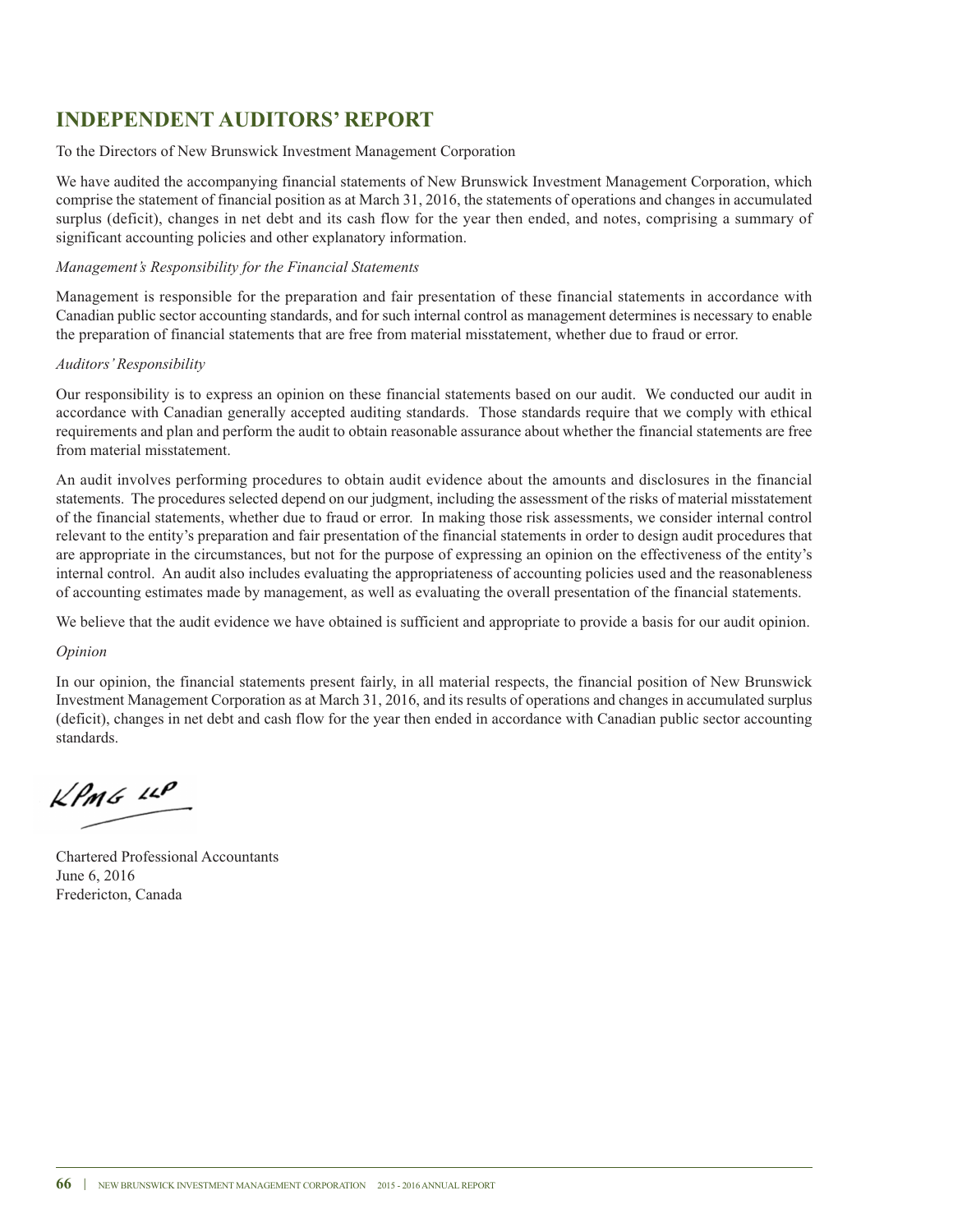# INDEPENDENT AUDITORS' REPORT

To the Directors of New Brunswick Investment Management Corporation

We have audited the accompanying financial statements of New Brunswick Investment Management Corporation, which comprise the statement of financial position as at March 31, 2016, the statements of operations and changes in accumulated surplus (deficit), changes in net debt and its cash flow for the year then ended, and notes, comprising a summary of significant accounting policies and other explanatory information.

*Management's Responsibility for the Financial Statements*

Management is responsible for the preparation and fair presentation of these financial statements in accordance with Canadian public sector accounting standards, and for such internal control as management determines is necessary to enable the preparation of financial statements that are free from material misstatement, whether due to fraud or error.

*Auditors' Responsibility*

Our responsibility is to express an opinion on these financial statements based on our audit. We conducted our audit in accordance with Canadian generally accepted auditing standards. Those standards require that we comply with ethical requirements and plan and perform the audit to obtain reasonable assurance about whether the financial statements are free from material misstatement.

An audit involves performing procedures to obtain audit evidence about the amounts and disclosures in the financial statements. The procedures selected depend on our judgment, including the assessment of the risks of material misstatement of the financial statements, whether due to fraud or error. In making those risk assessments, we consider internal control relevant to the entity's preparation and fair presentation of the financial statements in order to design audit procedures that are appropriate in the circumstances, but not for the purpose of expressing an opinion on the effectiveness of the entity's internal control. An audit also includes evaluating the appropriateness of accounting policies used and the reasonableness of accounting estimates made by management, as well as evaluating the overall presentation of the financial statements.

We believe that the audit evidence we have obtained is sufficient and appropriate to provide a basis for our audit opinion.

*Opinion*

In our opinion, the financial statements present fairly, in all material respects, the financial position of New Brunswick Investment Management Corporation as at March 31, 2016, and its results of operations and changes in accumulated surplus (deficit), changes in net debt and cash flow for the year then ended in accordance with Canadian public sector accounting standards.

KPMG LLP

Chartered Professional Accountants
June 6, 2016
Fredericton, Canada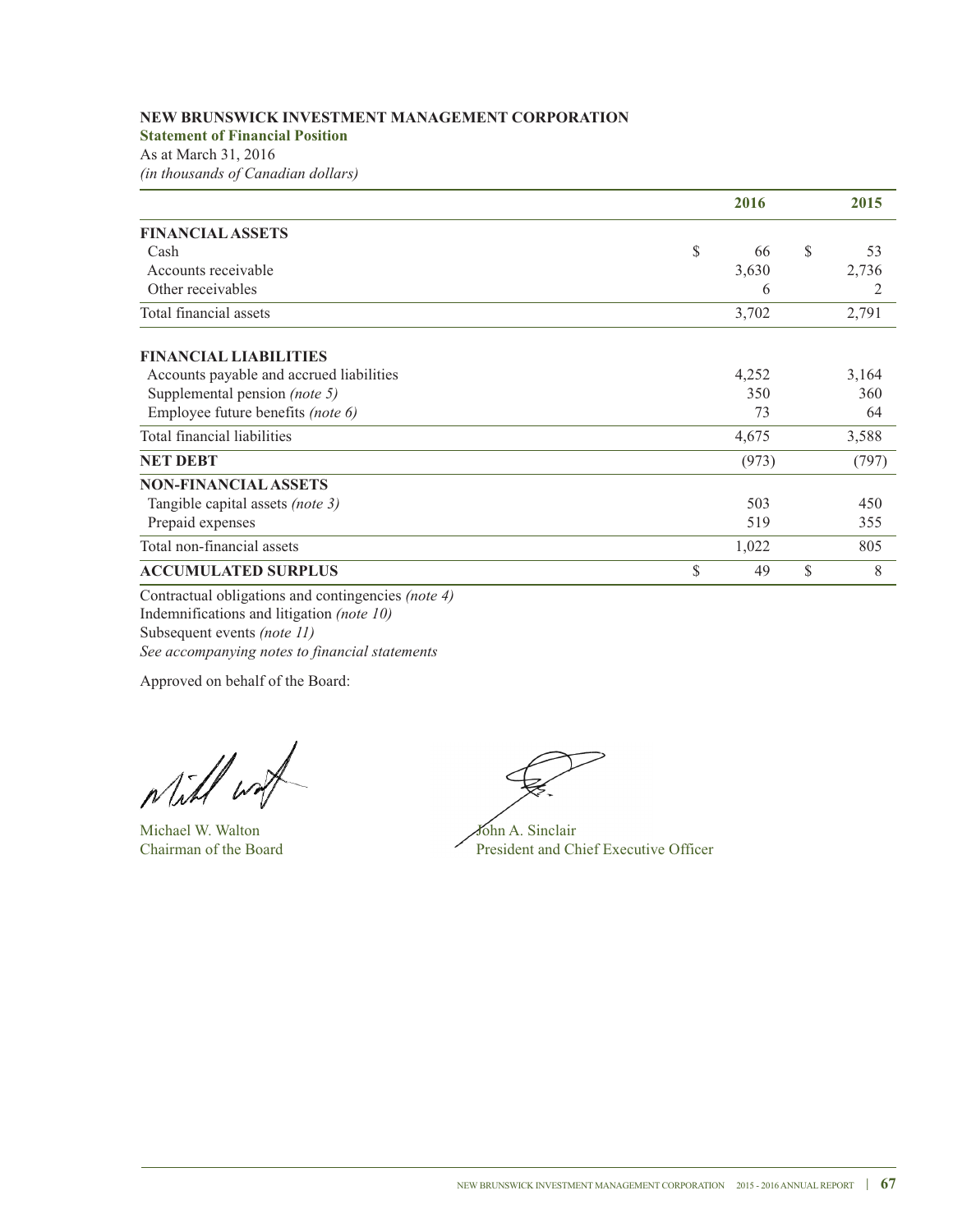**NEW BRUNSWICK INVESTMENT MANAGEMENT CORPORATION**

**Statement of Financial Position**

As at March 31, 2016

*(in thousands of Canadian dollars)*

| | 2016 | 2015 |
|---|---|---|
| **FINANCIAL ASSETS** | | |
| Cash | $ 66 | $ 53 |
| Accounts receivable | 3,630 | 2,736 |
| Other receivables | 6 | 2 |
| Total financial assets | 3,702 | 2,791 |
| **FINANCIAL LIABILITIES** | | |
| Accounts payable and accrued liabilities | 4,252 | 3,164 |
| Supplemental pension *(note 5)* | 350 | 360 |
| Employee future benefits *(note 6)* | 73 | 64 |
| Total financial liabilities | 4,675 | 3,588 |
| **NET DEBT** | (973) | (797) |
| **NON-FINANCIAL ASSETS** | | |
| Tangible capital assets *(note 3)* | 503 | 450 |
| Prepaid expenses | 519 | 355 |
| Total non-financial assets | 1,022 | 805 |
| **ACCUMULATED SURPLUS** | $ 49 | $ 8 |

Contractual obligations and contingencies *(note 4)*

Indemnifications and litigation *(note 10)*

Subsequent events *(note 11)*

*See accompanying notes to financial statements*

Approved on behalf of the Board:

Michael W. Walton
Chairman of the Board

John A. Sinclair
President and Chief Executive Officer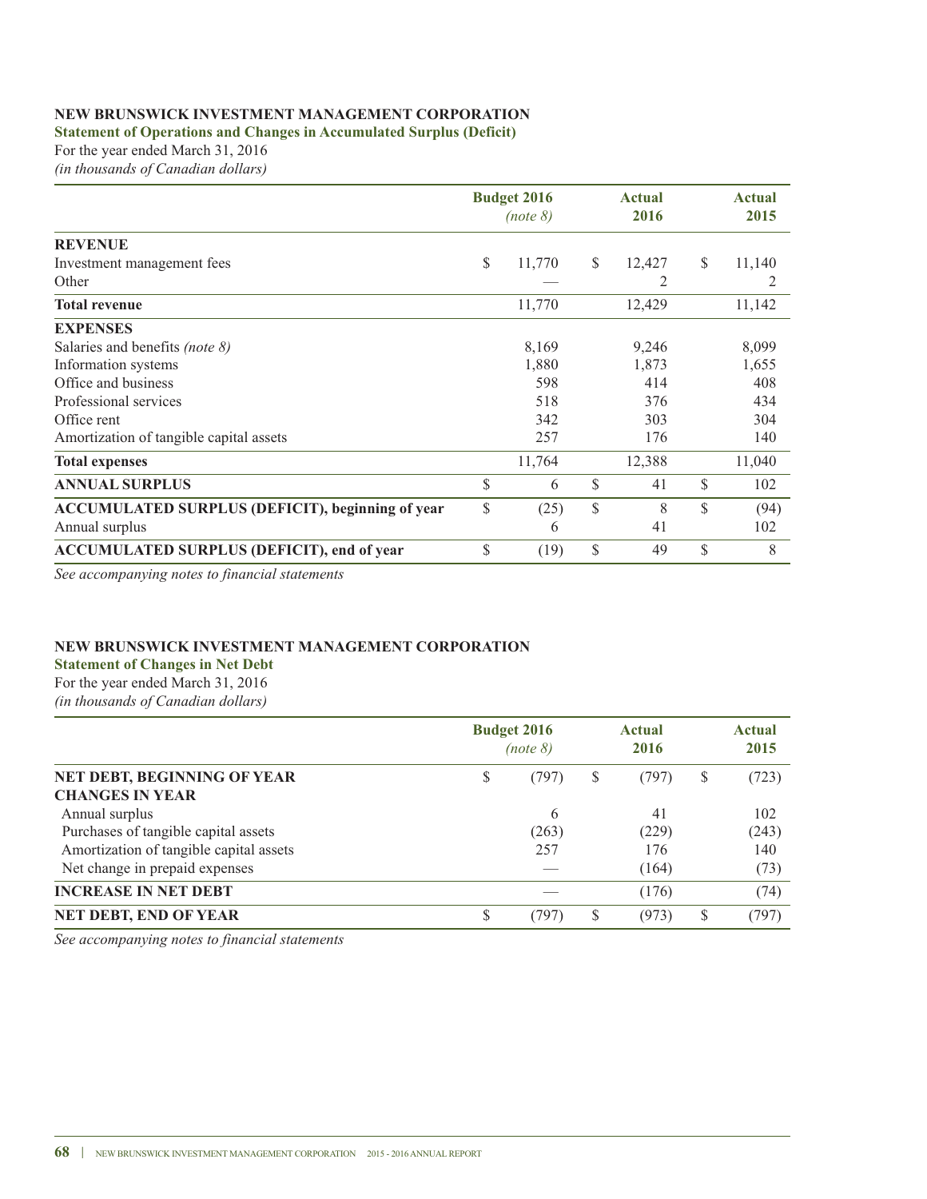**NEW BRUNSWICK INVESTMENT MANAGEMENT CORPORATION**

**Statement of Operations and Changes in Accumulated Surplus (Deficit)**

For the year ended March 31, 2016

*(in thousands of Canadian dollars)*

| | Budget 2016 *(note 8)* | Actual 2016 | Actual 2015 |
|---|---|---|---|
| **REVENUE** | | | |
| Investment management fees | $ 11,770 | $ 12,427 | $ 11,140 |
| Other | — | 2 | 2 |
| **Total revenue** | 11,770 | 12,429 | 11,142 |
| **EXPENSES** | | | |
| Salaries and benefits *(note 8)* | 8,169 | 9,246 | 8,099 |
| Information systems | 1,880 | 1,873 | 1,655 |
| Office and business | 598 | 414 | 408 |
| Professional services | 518 | 376 | 434 |
| Office rent | 342 | 303 | 304 |
| Amortization of tangible capital assets | 257 | 176 | 140 |
| **Total expenses** | 11,764 | 12,388 | 11,040 |
| **ANNUAL SURPLUS** | $ 6 | $ 41 | $ 102 |
| **ACCUMULATED SURPLUS (DEFICIT), beginning of year** | $ (25) | $ 8 | $ (94) |
| Annual surplus | 6 | 41 | 102 |
| **ACCUMULATED SURPLUS (DEFICIT), end of year** | $ (19) | $ 49 | $ 8 |

*See accompanying notes to financial statements*

**NEW BRUNSWICK INVESTMENT MANAGEMENT CORPORATION**

**Statement of Changes in Net Debt**

For the year ended March 31, 2016

*(in thousands of Canadian dollars)*

| | Budget 2016 *(note 8)* | Actual 2016 | Actual 2015 |
|---|---|---|---|
| **NET DEBT, BEGINNING OF YEAR** | $ (797) | $ (797) | $ (723) |
| **CHANGES IN YEAR** | | | |
| Annual surplus | 6 | 41 | 102 |
| Purchases of tangible capital assets | (263) | (229) | (243) |
| Amortization of tangible capital assets | 257 | 176 | 140 |
| Net change in prepaid expenses | — | (164) | (73) |
| **INCREASE IN NET DEBT** | — | (176) | (74) |
| **NET DEBT, END OF YEAR** | $ (797) | $ (973) | $ (797) |

*See accompanying notes to financial statements*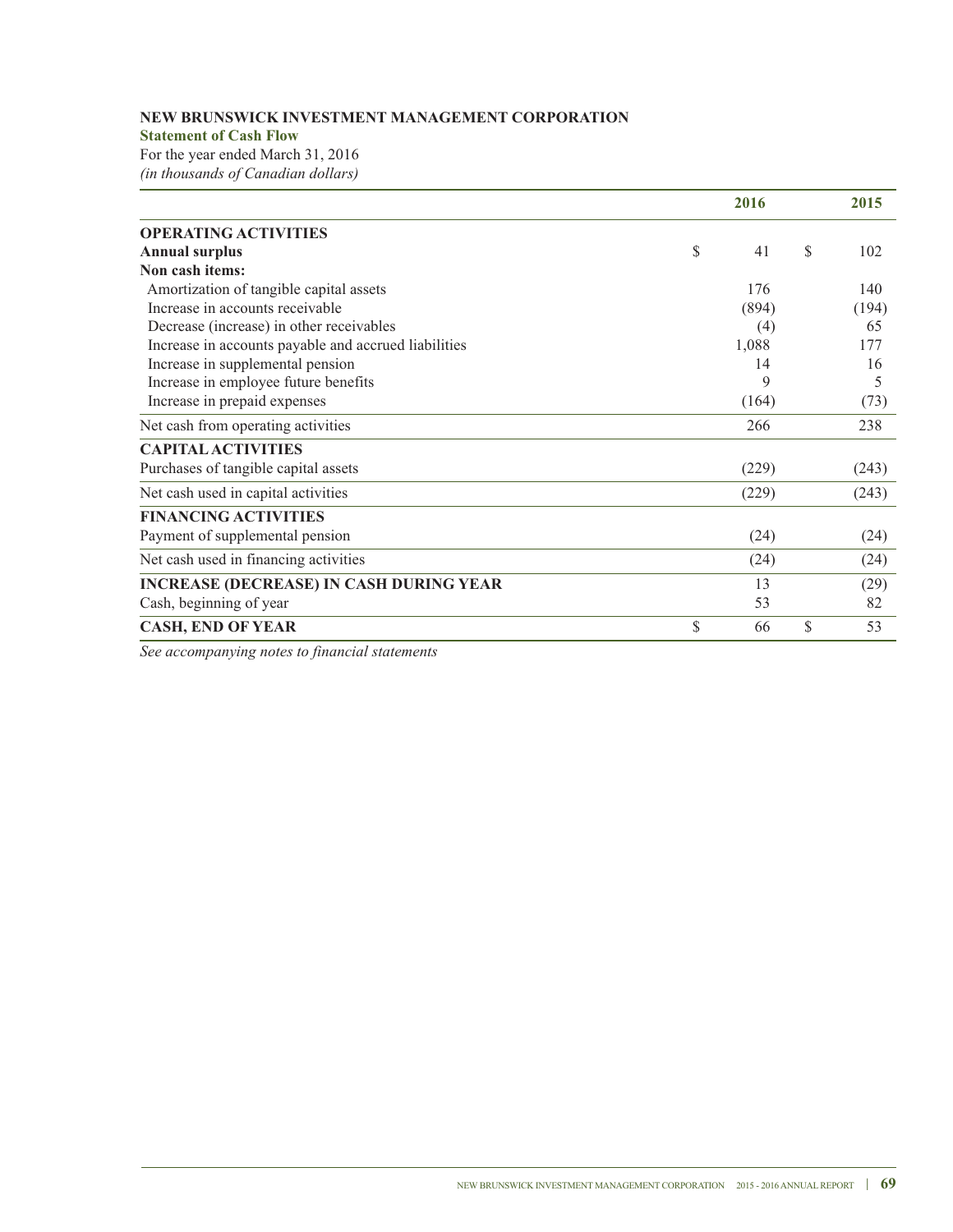**NEW BRUNSWICK INVESTMENT MANAGEMENT CORPORATION**

**Statement of Cash Flow**

For the year ended March 31, 2016

*(in thousands of Canadian dollars)*

| | 2016 | 2015 |
|---|---|---|
| **OPERATING ACTIVITIES** | | |
| **Annual surplus** | $ 41 | $ 102 |
| **Non cash items:** | | |
| Amortization of tangible capital assets | 176 | 140 |
| Increase in accounts receivable | (894) | (194) |
| Decrease (increase) in other receivables | (4) | 65 |
| Increase in accounts payable and accrued liabilities | 1,088 | 177 |
| Increase in supplemental pension | 14 | 16 |
| Increase in employee future benefits | 9 | 5 |
| Increase in prepaid expenses | (164) | (73) |
| Net cash from operating activities | 266 | 238 |
| **CAPITAL ACTIVITIES** | | |
| Purchases of tangible capital assets | (229) | (243) |
| Net cash used in capital activities | (229) | (243) |
| **FINANCING ACTIVITIES** | | |
| Payment of supplemental pension | (24) | (24) |
| Net cash used in financing activities | (24) | (24) |
| **INCREASE (DECREASE) IN CASH DURING YEAR** | 13 | (29) |
| Cash, beginning of year | 53 | 82 |
| **CASH, END OF YEAR** | $ 66 | $ 53 |

*See accompanying notes to financial statements*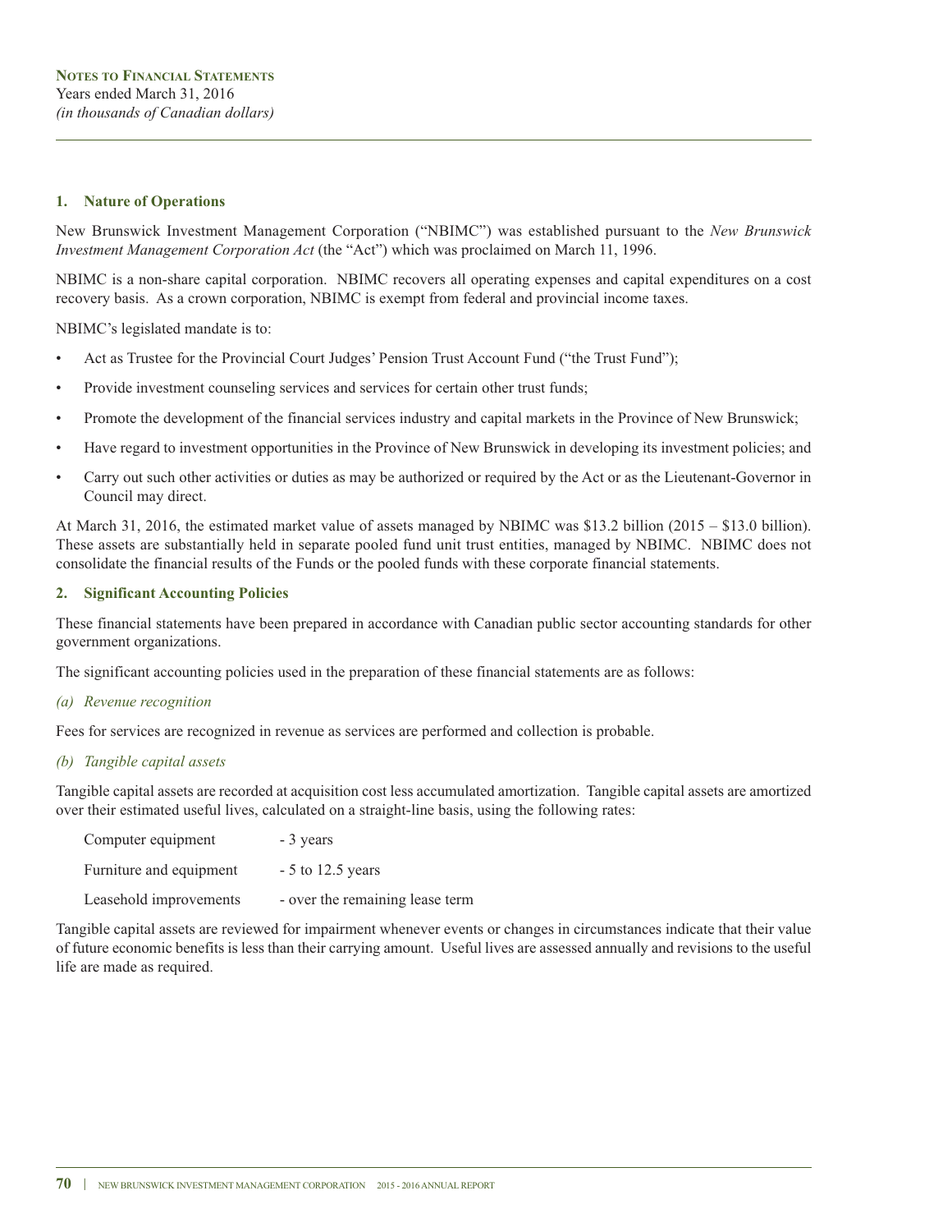**Notes to Financial Statements**
Years ended March 31, 2016
*(in thousands of Canadian dollars)*

## 1. Nature of Operations

New Brunswick Investment Management Corporation ("NBIMC") was established pursuant to the *New Brunswick Investment Management Corporation Act* (the "Act") which was proclaimed on March 11, 1996.

NBIMC is a non-share capital corporation. NBIMC recovers all operating expenses and capital expenditures on a cost recovery basis. As a crown corporation, NBIMC is exempt from federal and provincial income taxes.

NBIMC's legislated mandate is to:

- Act as Trustee for the Provincial Court Judges' Pension Trust Account Fund ("the Trust Fund");
- Provide investment counseling services and services for certain other trust funds;
- Promote the development of the financial services industry and capital markets in the Province of New Brunswick;
- Have regard to investment opportunities in the Province of New Brunswick in developing its investment policies; and
- Carry out such other activities or duties as may be authorized or required by the Act or as the Lieutenant-Governor in Council may direct.

At March 31, 2016, the estimated market value of assets managed by NBIMC was $13.2 billion (2015 – $13.0 billion). These assets are substantially held in separate pooled fund unit trust entities, managed by NBIMC. NBIMC does not consolidate the financial results of the Funds or the pooled funds with these corporate financial statements.

## 2. Significant Accounting Policies

These financial statements have been prepared in accordance with Canadian public sector accounting standards for other government organizations.

The significant accounting policies used in the preparation of these financial statements are as follows:

*(a) Revenue recognition*

Fees for services are recognized in revenue as services are performed and collection is probable.

*(b) Tangible capital assets*

Tangible capital assets are recorded at acquisition cost less accumulated amortization. Tangible capital assets are amortized over their estimated useful lives, calculated on a straight-line basis, using the following rates:

| | |
|---|---|
| Computer equipment | - 3 years |
| Furniture and equipment | - 5 to 12.5 years |
| Leasehold improvements | - over the remaining lease term |

Tangible capital assets are reviewed for impairment whenever events or changes in circumstances indicate that their value of future economic benefits is less than their carrying amount. Useful lives are assessed annually and revisions to the useful life are made as required.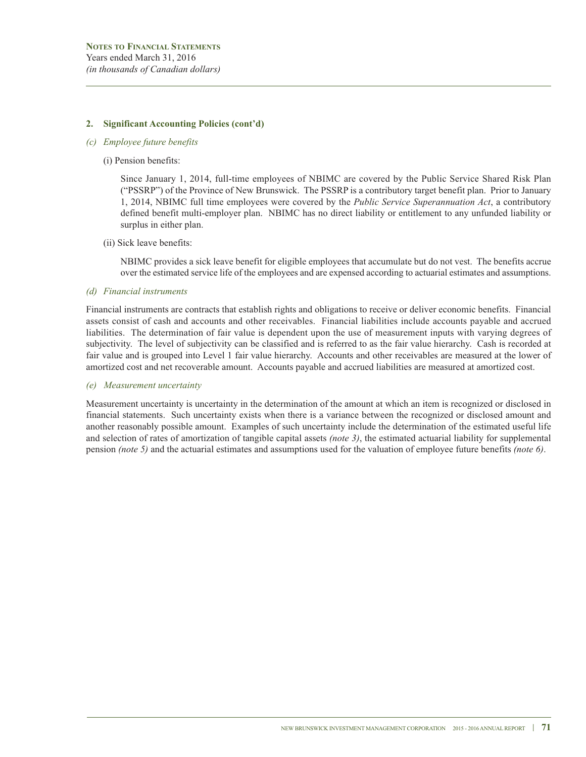**Notes to Financial Statements**
Years ended March 31, 2016
*(in thousands of Canadian dollars)*

## 2. Significant Accounting Policies (cont'd)

*(c) Employee future benefits*

(i) Pension benefits:

Since January 1, 2014, full-time employees of NBIMC are covered by the Public Service Shared Risk Plan ("PSSRP") of the Province of New Brunswick. The PSSRP is a contributory target benefit plan. Prior to January 1, 2014, NBIMC full time employees were covered by the *Public Service Superannuation Act*, a contributory defined benefit multi-employer plan. NBIMC has no direct liability or entitlement to any unfunded liability or surplus in either plan.

(ii) Sick leave benefits:

NBIMC provides a sick leave benefit for eligible employees that accumulate but do not vest. The benefits accrue over the estimated service life of the employees and are expensed according to actuarial estimates and assumptions.

*(d) Financial instruments*

Financial instruments are contracts that establish rights and obligations to receive or deliver economic benefits. Financial assets consist of cash and accounts and other receivables. Financial liabilities include accounts payable and accrued liabilities. The determination of fair value is dependent upon the use of measurement inputs with varying degrees of subjectivity. The level of subjectivity can be classified and is referred to as the fair value hierarchy. Cash is recorded at fair value and is grouped into Level 1 fair value hierarchy. Accounts and other receivables are measured at the lower of amortized cost and net recoverable amount. Accounts payable and accrued liabilities are measured at amortized cost.

*(e) Measurement uncertainty*

Measurement uncertainty is uncertainty in the determination of the amount at which an item is recognized or disclosed in financial statements. Such uncertainty exists when there is a variance between the recognized or disclosed amount and another reasonably possible amount. Examples of such uncertainty include the determination of the estimated useful life and selection of rates of amortization of tangible capital assets *(note 3)*, the estimated actuarial liability for supplemental pension *(note 5)* and the actuarial estimates and assumptions used for the valuation of employee future benefits *(note 6)*.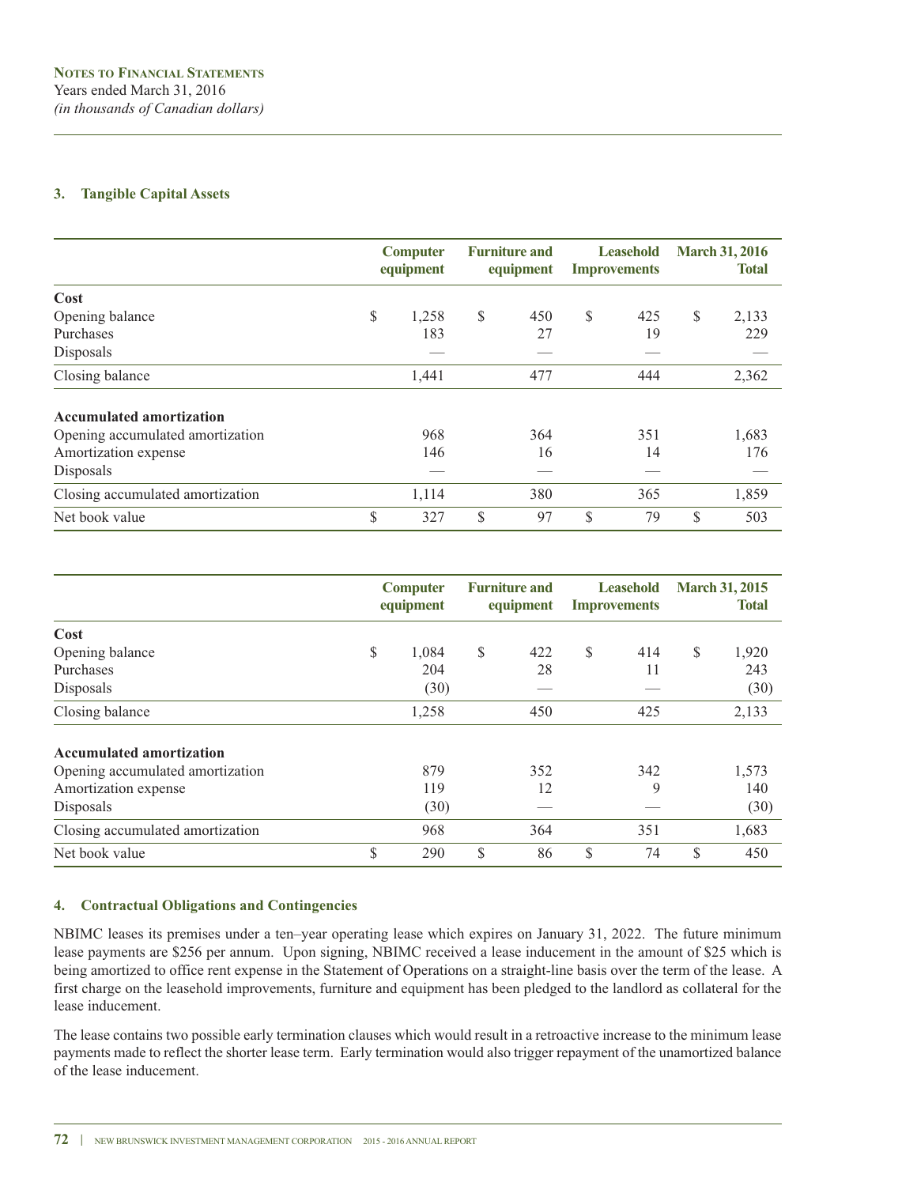**Notes to Financial Statements**
Years ended March 31, 2016
*(in thousands of Canadian dollars)*

### 3. Tangible Capital Assets

| | Computer equipment | Furniture and equipment | Leasehold Improvements | March 31, 2016 Total |
|---|---|---|---|---|
| **Cost** | | | | |
| Opening balance | $ 1,258 | $ 450 | $ 425 | $ 2,133 |
| Purchases | 183 | 27 | 19 | 229 |
| Disposals | — | — | — | — |
| Closing balance | 1,441 | 477 | 444 | 2,362 |
| **Accumulated amortization** | | | | |
| Opening accumulated amortization | 968 | 364 | 351 | 1,683 |
| Amortization expense | 146 | 16 | 14 | 176 |
| Disposals | — | — | — | — |
| Closing accumulated amortization | 1,114 | 380 | 365 | 1,859 |
| Net book value | $ 327 | $ 97 | $ 79 | $ 503 |

| | Computer equipment | Furniture and equipment | Leasehold Improvements | March 31, 2015 Total |
|---|---|---|---|---|
| **Cost** | | | | |
| Opening balance | $ 1,084 | $ 422 | $ 414 | $ 1,920 |
| Purchases | 204 | 28 | 11 | 243 |
| Disposals | (30) | — | — | (30) |
| Closing balance | 1,258 | 450 | 425 | 2,133 |
| **Accumulated amortization** | | | | |
| Opening accumulated amortization | 879 | 352 | 342 | 1,573 |
| Amortization expense | 119 | 12 | 9 | 140 |
| Disposals | (30) | — | — | (30) |
| Closing accumulated amortization | 968 | 364 | 351 | 1,683 |
| Net book value | $ 290 | $ 86 | $ 74 | $ 450 |

### 4. Contractual Obligations and Contingencies

NBIMC leases its premises under a ten–year operating lease which expires on January 31, 2022. The future minimum lease payments are $256 per annum. Upon signing, NBIMC received a lease inducement in the amount of $25 which is being amortized to office rent expense in the Statement of Operations on a straight-line basis over the term of the lease. A first charge on the leasehold improvements, furniture and equipment has been pledged to the landlord as collateral for the lease inducement.

The lease contains two possible early termination clauses which would result in a retroactive increase to the minimum lease payments made to reflect the shorter lease term. Early termination would also trigger repayment of the unamortized balance of the lease inducement.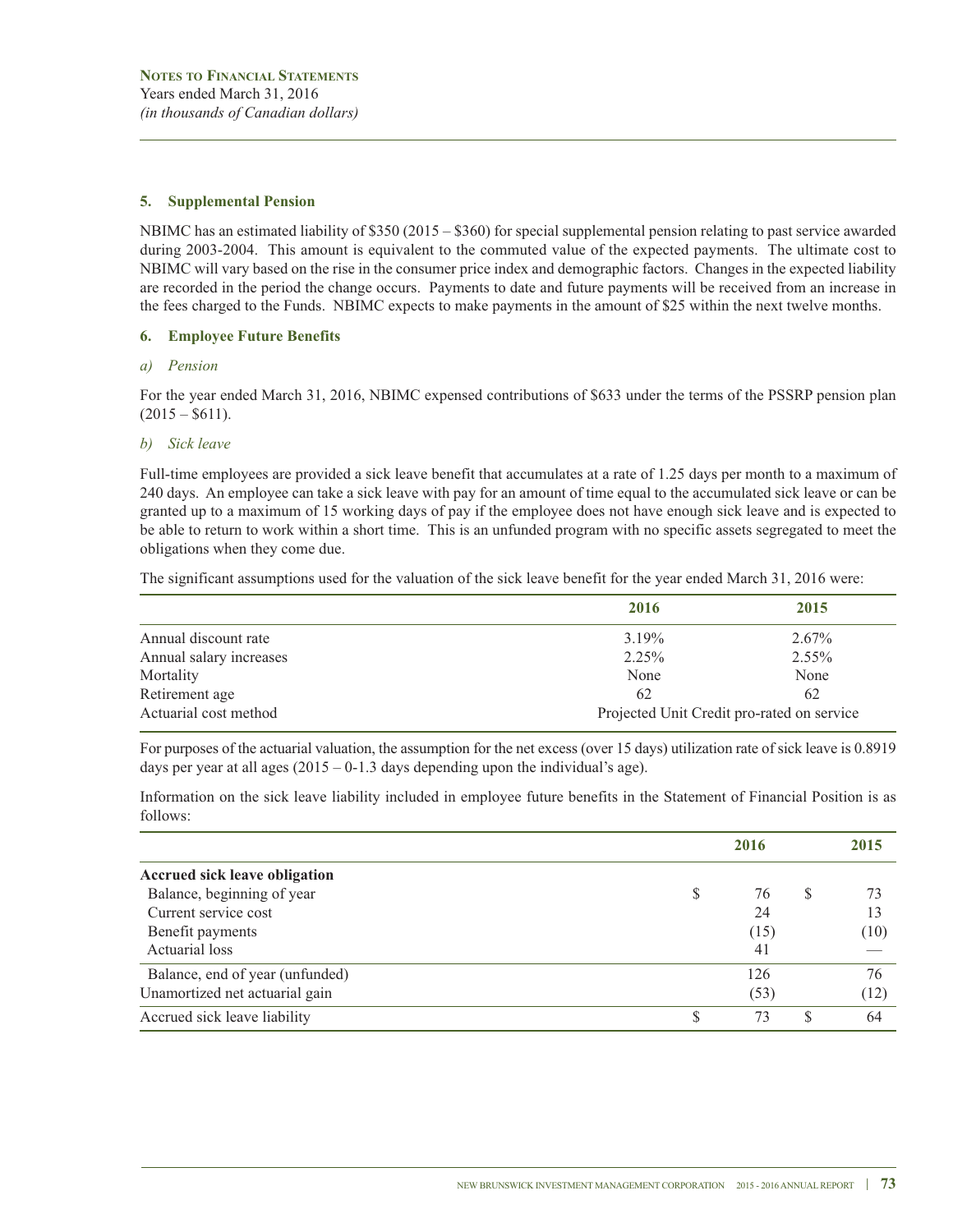## 5. Supplemental Pension

NBIMC has an estimated liability of $350 (2015 – $360) for special supplemental pension relating to past service awarded during 2003-2004. This amount is equivalent to the commuted value of the expected payments. The ultimate cost to NBIMC will vary based on the rise in the consumer price index and demographic factors. Changes in the expected liability are recorded in the period the change occurs. Payments to date and future payments will be received from an increase in the fees charged to the Funds. NBIMC expects to make payments in the amount of $25 within the next twelve months.

## 6. Employee Future Benefits

### *a) Pension*

For the year ended March 31, 2016, NBIMC expensed contributions of $633 under the terms of the PSSRP pension plan (2015 – $611).

### *b) Sick leave*

Full-time employees are provided a sick leave benefit that accumulates at a rate of 1.25 days per month to a maximum of 240 days. An employee can take a sick leave with pay for an amount of time equal to the accumulated sick leave or can be granted up to a maximum of 15 working days of pay if the employee does not have enough sick leave and is expected to be able to return to work within a short time. This is an unfunded program with no specific assets segregated to meet the obligations when they come due.

The significant assumptions used for the valuation of the sick leave benefit for the year ended March 31, 2016 were:

| | 2016 | 2015 |
|---|---|---|
| Annual discount rate | 3.19% | 2.67% |
| Annual salary increases | 2.25% | 2.55% |
| Mortality | None | None |
| Retirement age | 62 | 62 |
| Actuarial cost method | Projected Unit Credit pro-rated on service | |

For purposes of the actuarial valuation, the assumption for the net excess (over 15 days) utilization rate of sick leave is 0.8919 days per year at all ages (2015 – 0-1.3 days depending upon the individual's age).

Information on the sick leave liability included in employee future benefits in the Statement of Financial Position is as follows:

| | 2016 | 2015 |
|---|---|---|
| **Accrued sick leave obligation** | | |
| Balance, beginning of year | $ 76 | $ 73 |
| Current service cost | 24 | 13 |
| Benefit payments | (15) | (10) |
| Actuarial loss | 41 | — |
| Balance, end of year (unfunded) | 126 | 76 |
| Unamortized net actuarial gain | (53) | (12) |
| Accrued sick leave liability | $ 73 | $ 64 |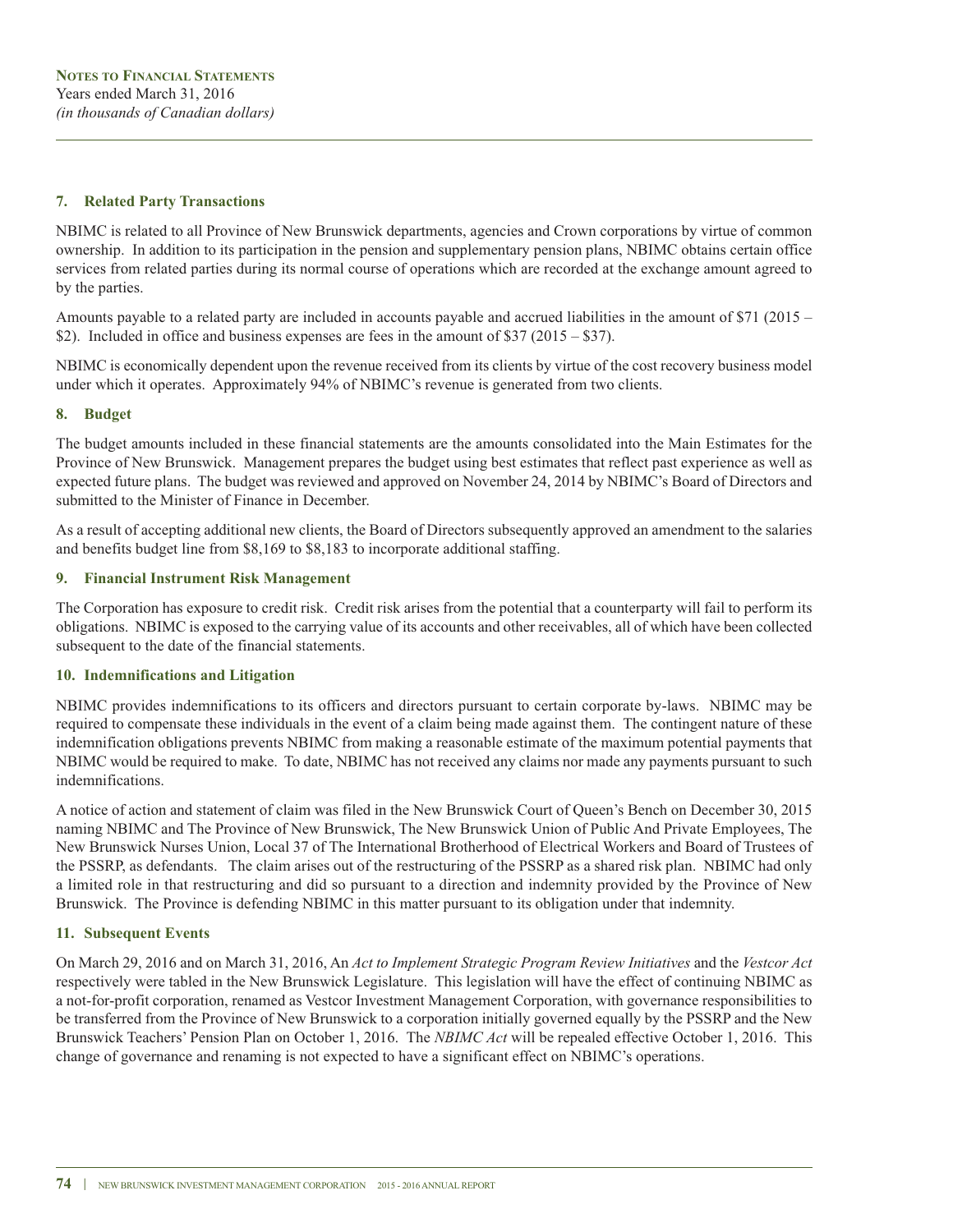**Notes to Financial Statements**
Years ended March 31, 2016
*(in thousands of Canadian dollars)*

### 7. Related Party Transactions

NBIMC is related to all Province of New Brunswick departments, agencies and Crown corporations by virtue of common ownership. In addition to its participation in the pension and supplementary pension plans, NBIMC obtains certain office services from related parties during its normal course of operations which are recorded at the exchange amount agreed to by the parties.

Amounts payable to a related party are included in accounts payable and accrued liabilities in the amount of $71 (2015 – $2). Included in office and business expenses are fees in the amount of $37 (2015 – $37).

NBIMC is economically dependent upon the revenue received from its clients by virtue of the cost recovery business model under which it operates. Approximately 94% of NBIMC's revenue is generated from two clients.

### 8. Budget

The budget amounts included in these financial statements are the amounts consolidated into the Main Estimates for the Province of New Brunswick. Management prepares the budget using best estimates that reflect past experience as well as expected future plans. The budget was reviewed and approved on November 24, 2014 by NBIMC's Board of Directors and submitted to the Minister of Finance in December.

As a result of accepting additional new clients, the Board of Directors subsequently approved an amendment to the salaries and benefits budget line from $8,169 to $8,183 to incorporate additional staffing.

### 9. Financial Instrument Risk Management

The Corporation has exposure to credit risk. Credit risk arises from the potential that a counterparty will fail to perform its obligations. NBIMC is exposed to the carrying value of its accounts and other receivables, all of which have been collected subsequent to the date of the financial statements.

### 10. Indemnifications and Litigation

NBIMC provides indemnifications to its officers and directors pursuant to certain corporate by-laws. NBIMC may be required to compensate these individuals in the event of a claim being made against them. The contingent nature of these indemnification obligations prevents NBIMC from making a reasonable estimate of the maximum potential payments that NBIMC would be required to make. To date, NBIMC has not received any claims nor made any payments pursuant to such indemnifications.

A notice of action and statement of claim was filed in the New Brunswick Court of Queen's Bench on December 30, 2015 naming NBIMC and The Province of New Brunswick, The New Brunswick Union of Public And Private Employees, The New Brunswick Nurses Union, Local 37 of The International Brotherhood of Electrical Workers and Board of Trustees of the PSSRP, as defendants. The claim arises out of the restructuring of the PSSRP as a shared risk plan. NBIMC had only a limited role in that restructuring and did so pursuant to a direction and indemnity provided by the Province of New Brunswick. The Province is defending NBIMC in this matter pursuant to its obligation under that indemnity.

### 11. Subsequent Events

On March 29, 2016 and on March 31, 2016, An *Act to Implement Strategic Program Review Initiatives* and the *Vestcor Act* respectively were tabled in the New Brunswick Legislature. This legislation will have the effect of continuing NBIMC as a not-for-profit corporation, renamed as Vestcor Investment Management Corporation, with governance responsibilities to be transferred from the Province of New Brunswick to a corporation initially governed equally by the PSSRP and the New Brunswick Teachers' Pension Plan on October 1, 2016. The *NBIMC Act* will be repealed effective October 1, 2016. This change of governance and renaming is not expected to have a significant effect on NBIMC's operations.